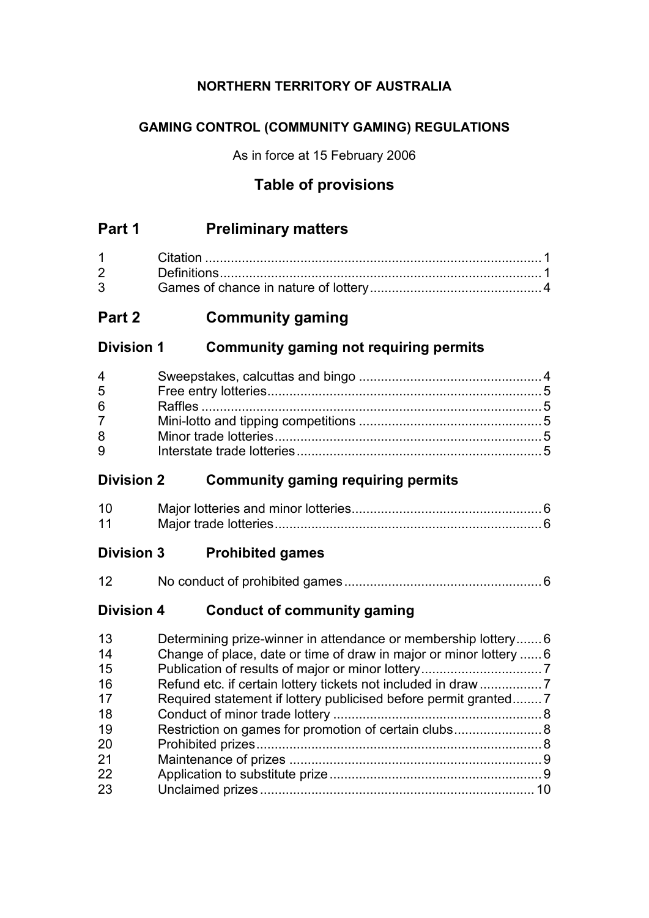**NORTHERN TERRITORY OF AUSTRALIA**

**GAMING CONTROL (COMMUNITY GAMING) REGULATIONS**

As in force at 15 February 2006

## Table of provisions

## Part 1 Preliminary matters

| | | |
|---|---|---|
| 1 | Citation | 1 |
| 2 | Definitions | 1 |
| 3 | Games of chance in nature of lottery | 4 |

## Part 2 Community gaming

### Division 1 Community gaming not requiring permits

| | | |
|---|---|---|
| 4 | Sweepstakes, calcuttas and bingo | 4 |
| 5 | Free entry lotteries | 5 |
| 6 | Raffles | 5 |
| 7 | Mini-lotto and tipping competitions | 5 |
| 8 | Minor trade lotteries | 5 |
| 9 | Interstate trade lotteries | 5 |

### Division 2 Community gaming requiring permits

| | | |
|---|---|---|
| 10 | Major lotteries and minor lotteries | 6 |
| 11 | Major trade lotteries | 6 |

### Division 3 Prohibited games

| | | |
|---|---|---|
| 12 | No conduct of prohibited games | 6 |

### Division 4 Conduct of community gaming

| | | |
|---|---|---|
| 13 | Determining prize-winner in attendance or membership lottery | 6 |
| 14 | Change of place, date or time of draw in major or minor lottery | 6 |
| 15 | Publication of results of major or minor lottery | 7 |
| 16 | Refund etc. if certain lottery tickets not included in draw | 7 |
| 17 | Required statement if lottery publicised before permit granted | 7 |
| 18 | Conduct of minor trade lottery | 8 |
| 19 | Restriction on games for promotion of certain clubs | 8 |
| 20 | Prohibited prizes | 8 |
| 21 | Maintenance of prizes | 9 |
| 22 | Application to substitute prize | 9 |
| 23 | Unclaimed prizes | 10 |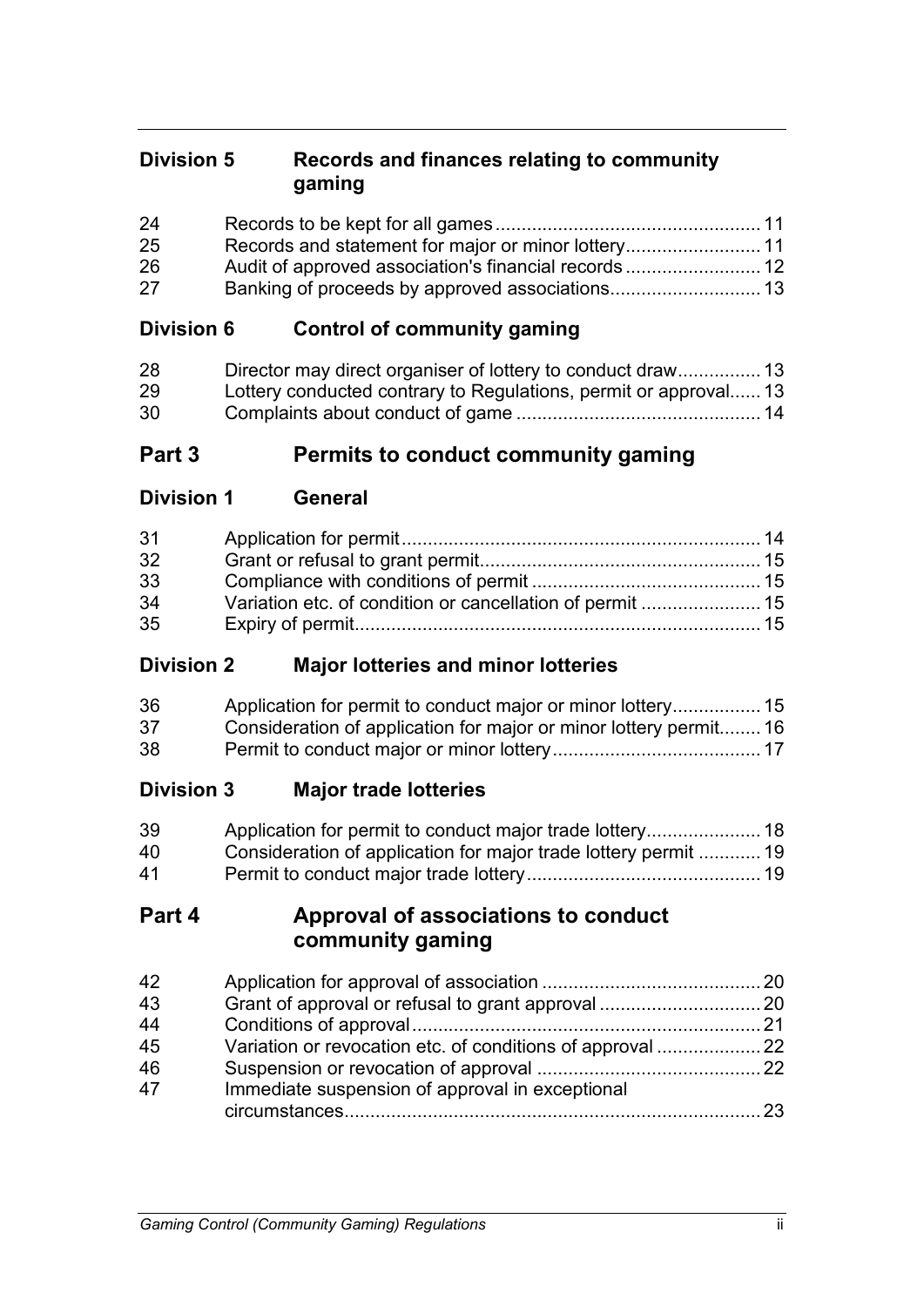## Division 5 Records and finances relating to community gaming

| | | |
|---|---|---|
| 24 | Records to be kept for all games | 11 |
| 25 | Records and statement for major or minor lottery | 11 |
| 26 | Audit of approved association's financial records | 12 |
| 27 | Banking of proceeds by approved associations | 13 |

## Division 6 Control of community gaming

| | | |
|---|---|---|
| 28 | Director may direct organiser of lottery to conduct draw | 13 |
| 29 | Lottery conducted contrary to Regulations, permit or approval | 13 |
| 30 | Complaints about conduct of game | 14 |

# Part 3 Permits to conduct community gaming

## Division 1 General

| | | |
|---|---|---|
| 31 | Application for permit | 14 |
| 32 | Grant or refusal to grant permit | 15 |
| 33 | Compliance with conditions of permit | 15 |
| 34 | Variation etc. of condition or cancellation of permit | 15 |
| 35 | Expiry of permit | 15 |

## Division 2 Major lotteries and minor lotteries

| | | |
|---|---|---|
| 36 | Application for permit to conduct major or minor lottery | 15 |
| 37 | Consideration of application for major or minor lottery permit | 16 |
| 38 | Permit to conduct major or minor lottery | 17 |

## Division 3 Major trade lotteries

| | | |
|---|---|---|
| 39 | Application for permit to conduct major trade lottery | 18 |
| 40 | Consideration of application for major trade lottery permit | 19 |
| 41 | Permit to conduct major trade lottery | 19 |

# Part 4 Approval of associations to conduct community gaming

| | | |
|---|---|---|
| 42 | Application for approval of association | 20 |
| 43 | Grant of approval or refusal to grant approval | 20 |
| 44 | Conditions of approval | 21 |
| 45 | Variation or revocation etc. of conditions of approval | 22 |
| 46 | Suspension or revocation of approval | 22 |
| 47 | Immediate suspension of approval in exceptional circumstances | 23 |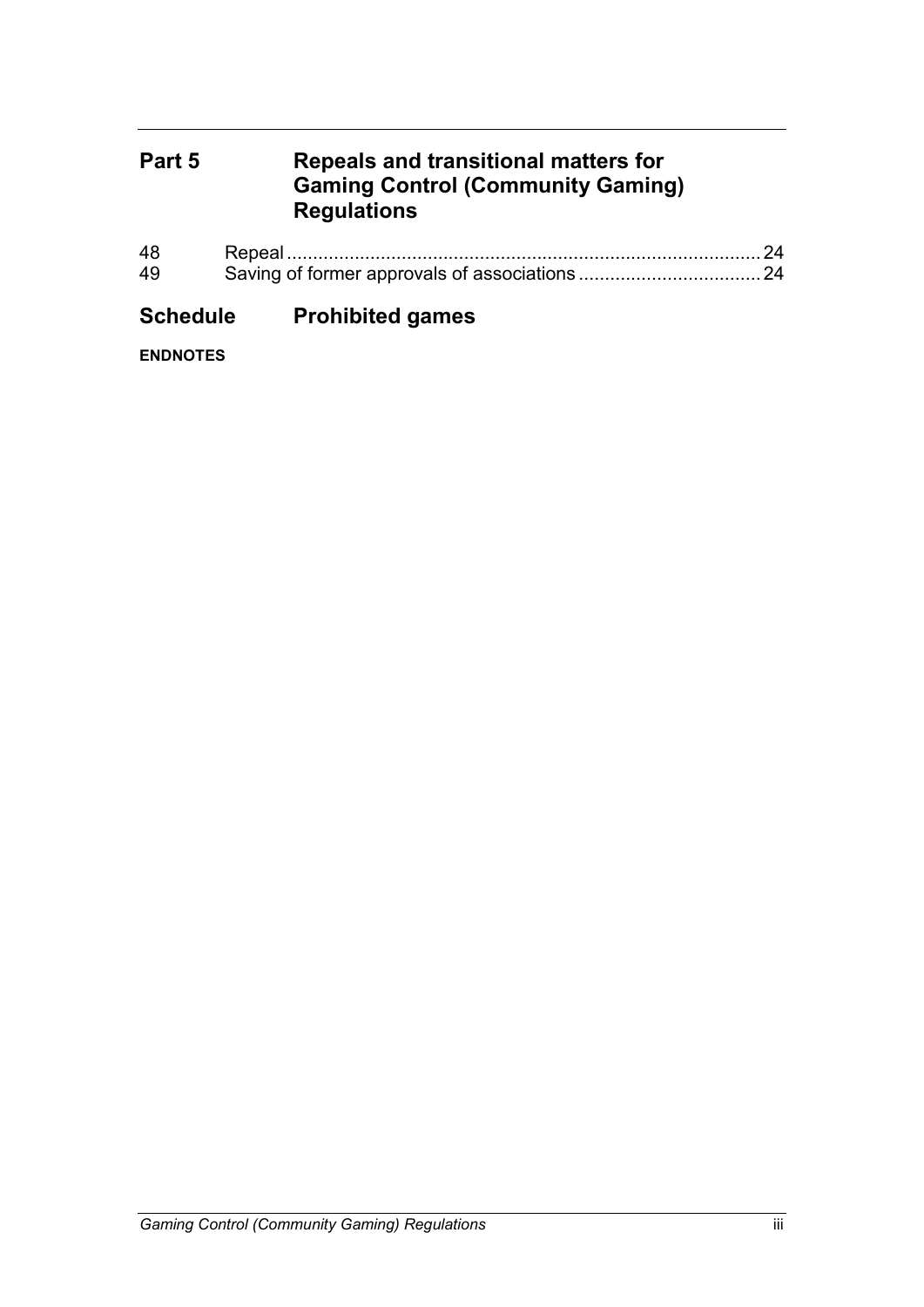## Part 5 Repeals and transitional matters for Gaming Control (Community Gaming) Regulations

| | | |
|---|---|---|
| 48 | Repeal | 24 |
| 49 | Saving of former approvals of associations | 24 |

## Schedule Prohibited games

**ENDNOTES**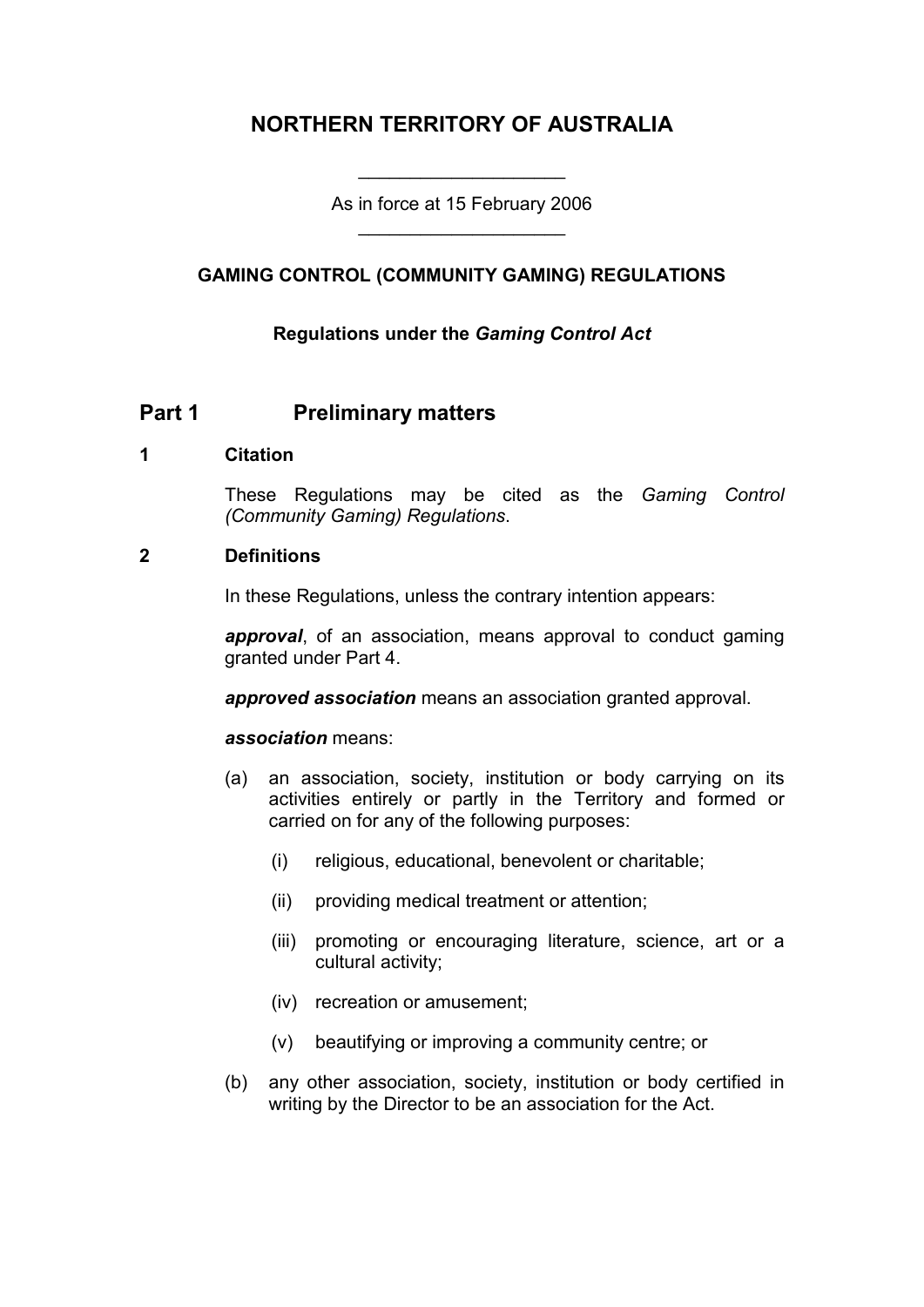# NORTHERN TERRITORY OF AUSTRALIA

As in force at 15 February 2006

## GAMING CONTROL (COMMUNITY GAMING) REGULATIONS

**Regulations under the *Gaming Control Act***

## Part 1 Preliminary matters

### 1 Citation

These Regulations may be cited as the *Gaming Control (Community Gaming) Regulations*.

### 2 Definitions

In these Regulations, unless the contrary intention appears:

***approval***, of an association, means approval to conduct gaming granted under Part 4.

***approved association*** means an association granted approval.

***association*** means:

(a) an association, society, institution or body carrying on its activities entirely or partly in the Territory and formed or carried on for any of the following purposes:

  (i) religious, educational, benevolent or charitable;

  (ii) providing medical treatment or attention;

  (iii) promoting or encouraging literature, science, art or a cultural activity;

  (iv) recreation or amusement;

  (v) beautifying or improving a community centre; or

(b) any other association, society, institution or body certified in writing by the Director to be an association for the Act.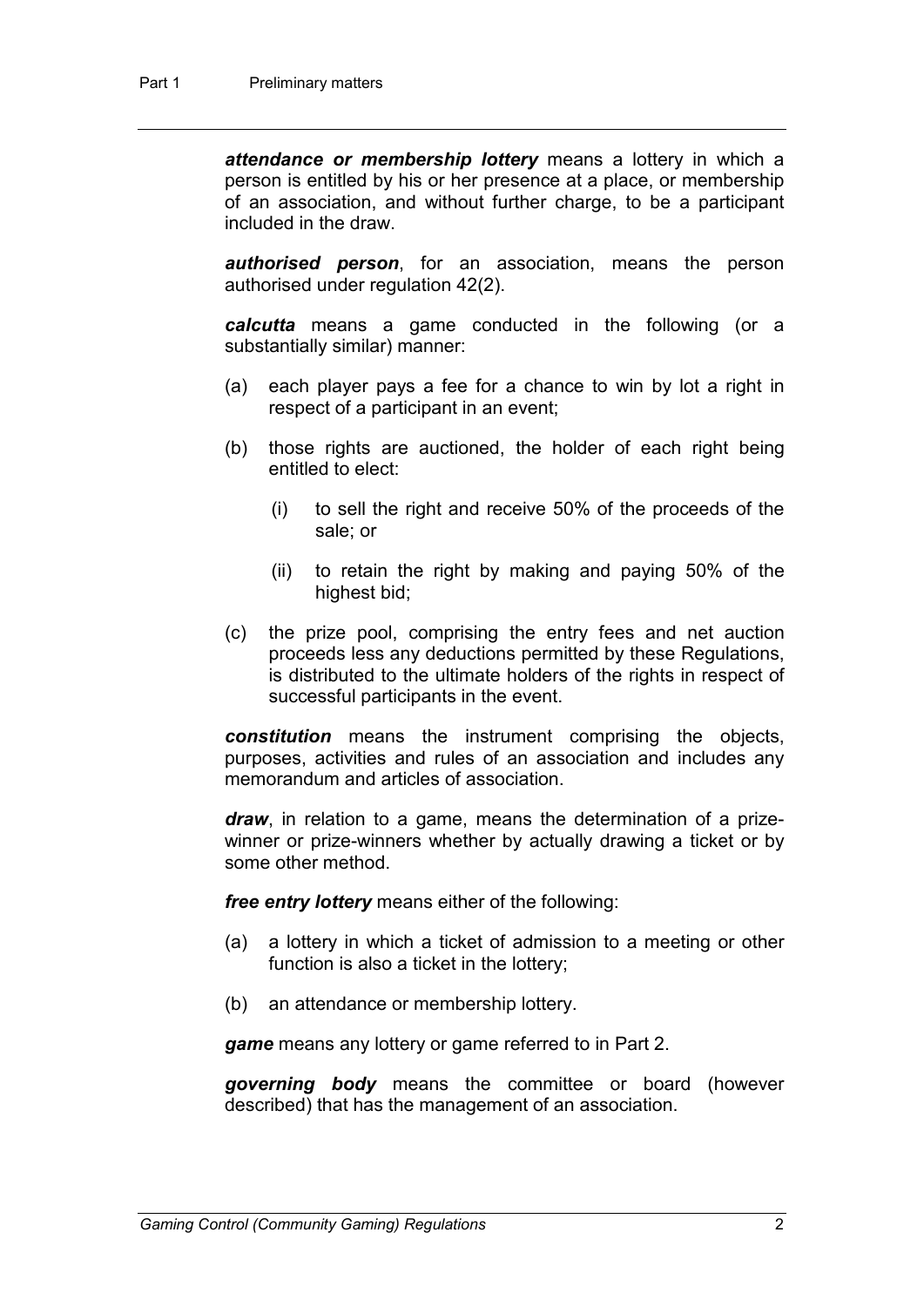***attendance or membership lottery*** means a lottery in which a person is entitled by his or her presence at a place, or membership of an association, and without further charge, to be a participant included in the draw.

***authorised person***, for an association, means the person authorised under regulation 42(2).

***calcutta*** means a game conducted in the following (or a substantially similar) manner:

(a) each player pays a fee for a chance to win by lot a right in respect of a participant in an event;

(b) those rights are auctioned, the holder of each right being entitled to elect:

  (i) to sell the right and receive 50% of the proceeds of the sale; or

  (ii) to retain the right by making and paying 50% of the highest bid;

(c) the prize pool, comprising the entry fees and net auction proceeds less any deductions permitted by these Regulations, is distributed to the ultimate holders of the rights in respect of successful participants in the event.

***constitution*** means the instrument comprising the objects, purposes, activities and rules of an association and includes any memorandum and articles of association.

***draw***, in relation to a game, means the determination of a prize-winner or prize-winners whether by actually drawing a ticket or by some other method.

***free entry lottery*** means either of the following:

(a) a lottery in which a ticket of admission to a meeting or other function is also a ticket in the lottery;

(b) an attendance or membership lottery.

***game*** means any lottery or game referred to in Part 2.

***governing body*** means the committee or board (however described) that has the management of an association.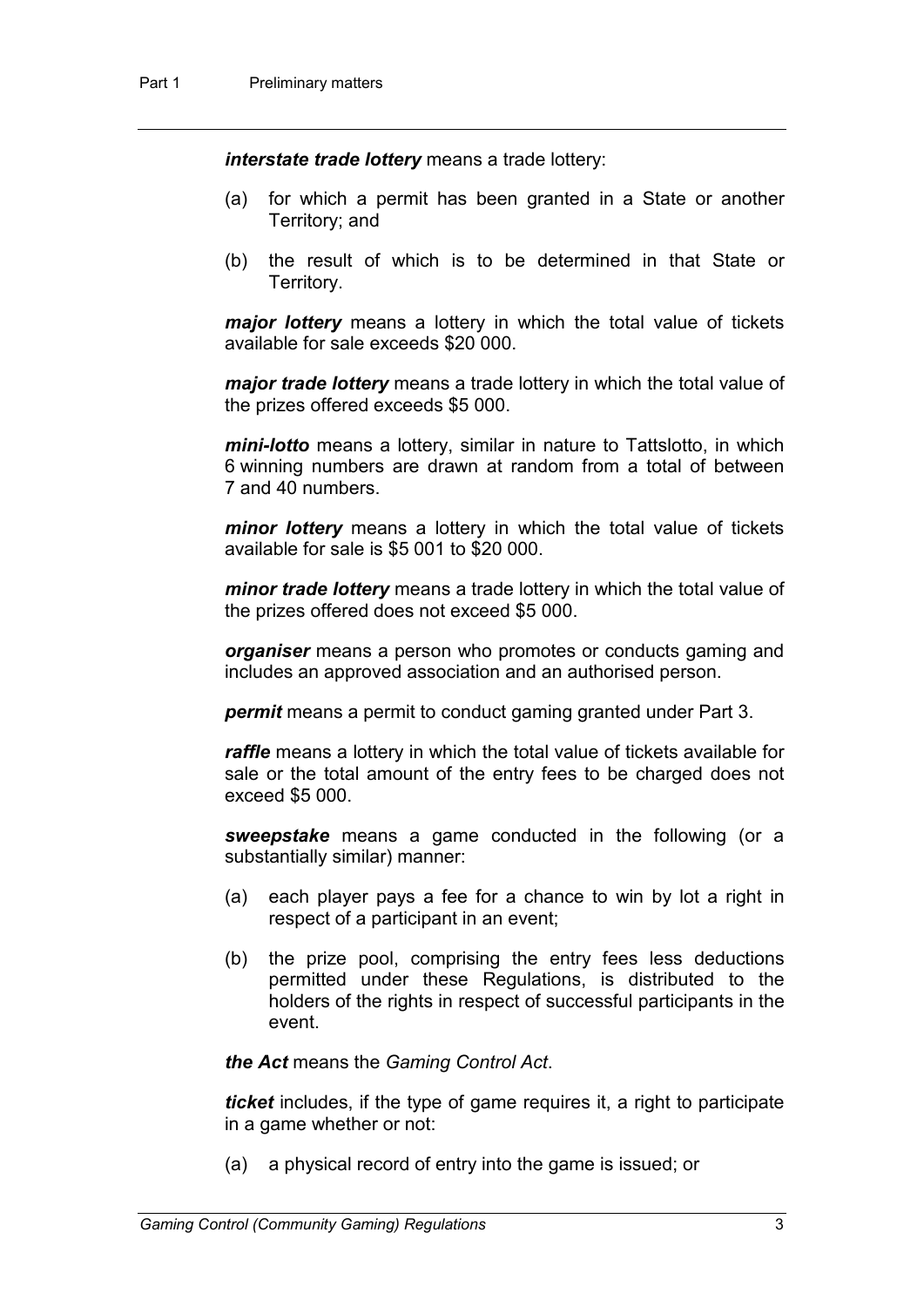***interstate trade lottery*** means a trade lottery:

(a) for which a permit has been granted in a State or another Territory; and

(b) the result of which is to be determined in that State or Territory.

***major lottery*** means a lottery in which the total value of tickets available for sale exceeds $20 000.

***major trade lottery*** means a trade lottery in which the total value of the prizes offered exceeds $5 000.

***mini-lotto*** means a lottery, similar in nature to Tattslotto, in which 6 winning numbers are drawn at random from a total of between 7 and 40 numbers.

***minor lottery*** means a lottery in which the total value of tickets available for sale is $5 001 to $20 000.

***minor trade lottery*** means a trade lottery in which the total value of the prizes offered does not exceed $5 000.

***organiser*** means a person who promotes or conducts gaming and includes an approved association and an authorised person.

***permit*** means a permit to conduct gaming granted under Part 3.

***raffle*** means a lottery in which the total value of tickets available for sale or the total amount of the entry fees to be charged does not exceed $5 000.

***sweepstake*** means a game conducted in the following (or a substantially similar) manner:

(a) each player pays a fee for a chance to win by lot a right in respect of a participant in an event;

(b) the prize pool, comprising the entry fees less deductions permitted under these Regulations, is distributed to the holders of the rights in respect of successful participants in the event.

***the Act*** means the *Gaming Control Act*.

***ticket*** includes, if the type of game requires it, a right to participate in a game whether or not:

(a) a physical record of entry into the game is issued; or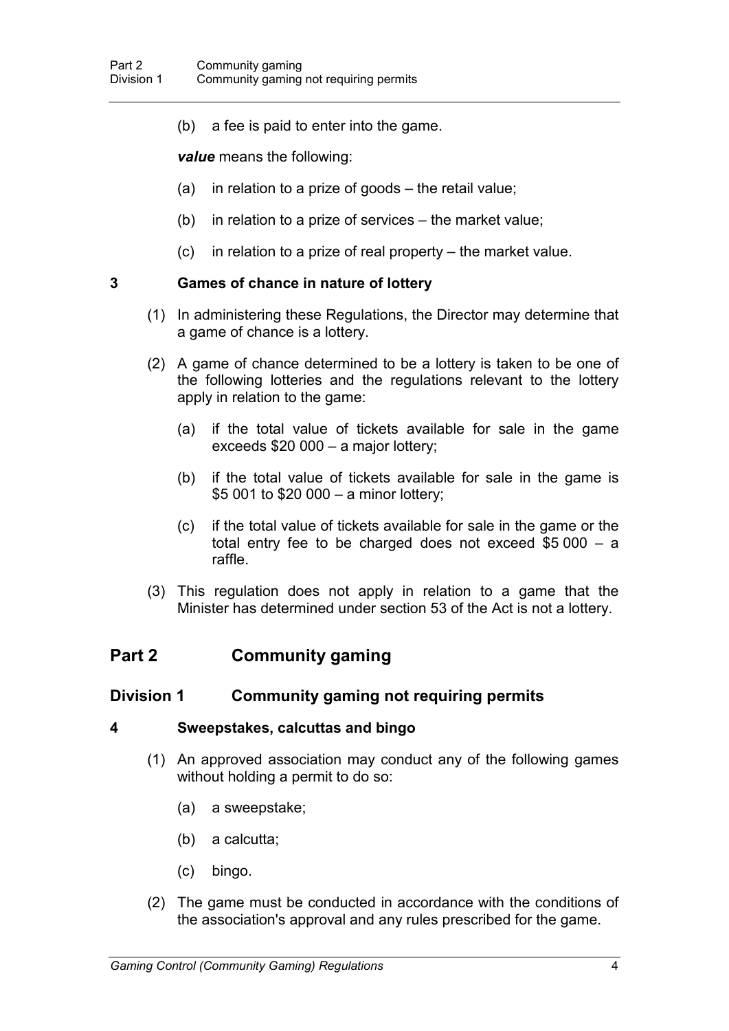(b) a fee is paid to enter into the game.

***value*** means the following:

(a) in relation to a prize of goods – the retail value;

(b) in relation to a prize of services – the market value;

(c) in relation to a prize of real property – the market value.

### 3 Games of chance in nature of lottery

(1) In administering these Regulations, the Director may determine that a game of chance is a lottery.

(2) A game of chance determined to be a lottery is taken to be one of the following lotteries and the regulations relevant to the lottery apply in relation to the game:

(a) if the total value of tickets available for sale in the game exceeds $20 000 – a major lottery;

(b) if the total value of tickets available for sale in the game is $5 001 to $20 000 – a minor lottery;

(c) if the total value of tickets available for sale in the game or the total entry fee to be charged does not exceed $5 000 – a raffle.

(3) This regulation does not apply in relation to a game that the Minister has determined under section 53 of the Act is not a lottery.

# Part 2 Community gaming

## Division 1 Community gaming not requiring permits

### 4 Sweepstakes, calcuttas and bingo

(1) An approved association may conduct any of the following games without holding a permit to do so:

(a) a sweepstake;

(b) a calcutta;

(c) bingo.

(2) The game must be conducted in accordance with the conditions of the association's approval and any rules prescribed for the game.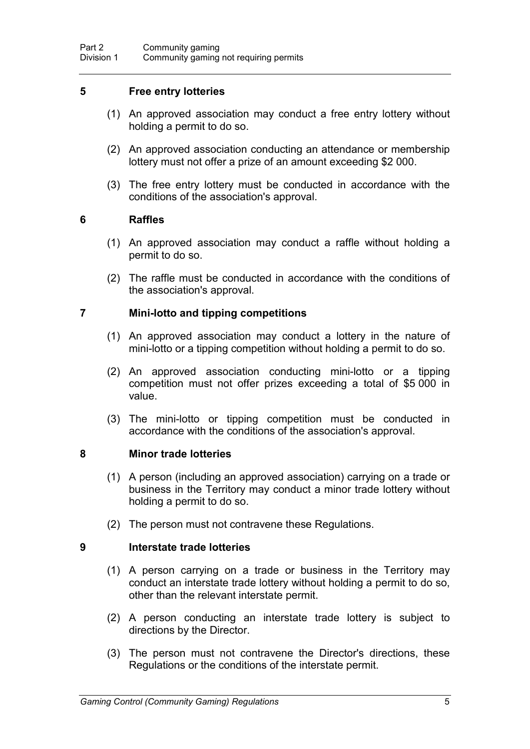### 5 Free entry lotteries

(1) An approved association may conduct a free entry lottery without holding a permit to do so.

(2) An approved association conducting an attendance or membership lottery must not offer a prize of an amount exceeding $2 000.

(3) The free entry lottery must be conducted in accordance with the conditions of the association's approval.

### 6 Raffles

(1) An approved association may conduct a raffle without holding a permit to do so.

(2) The raffle must be conducted in accordance with the conditions of the association's approval.

### 7 Mini-lotto and tipping competitions

(1) An approved association may conduct a lottery in the nature of mini-lotto or a tipping competition without holding a permit to do so.

(2) An approved association conducting mini-lotto or a tipping competition must not offer prizes exceeding a total of $5 000 in value.

(3) The mini-lotto or tipping competition must be conducted in accordance with the conditions of the association's approval.

### 8 Minor trade lotteries

(1) A person (including an approved association) carrying on a trade or business in the Territory may conduct a minor trade lottery without holding a permit to do so.

(2) The person must not contravene these Regulations.

### 9 Interstate trade lotteries

(1) A person carrying on a trade or business in the Territory may conduct an interstate trade lottery without holding a permit to do so, other than the relevant interstate permit.

(2) A person conducting an interstate trade lottery is subject to directions by the Director.

(3) The person must not contravene the Director's directions, these Regulations or the conditions of the interstate permit.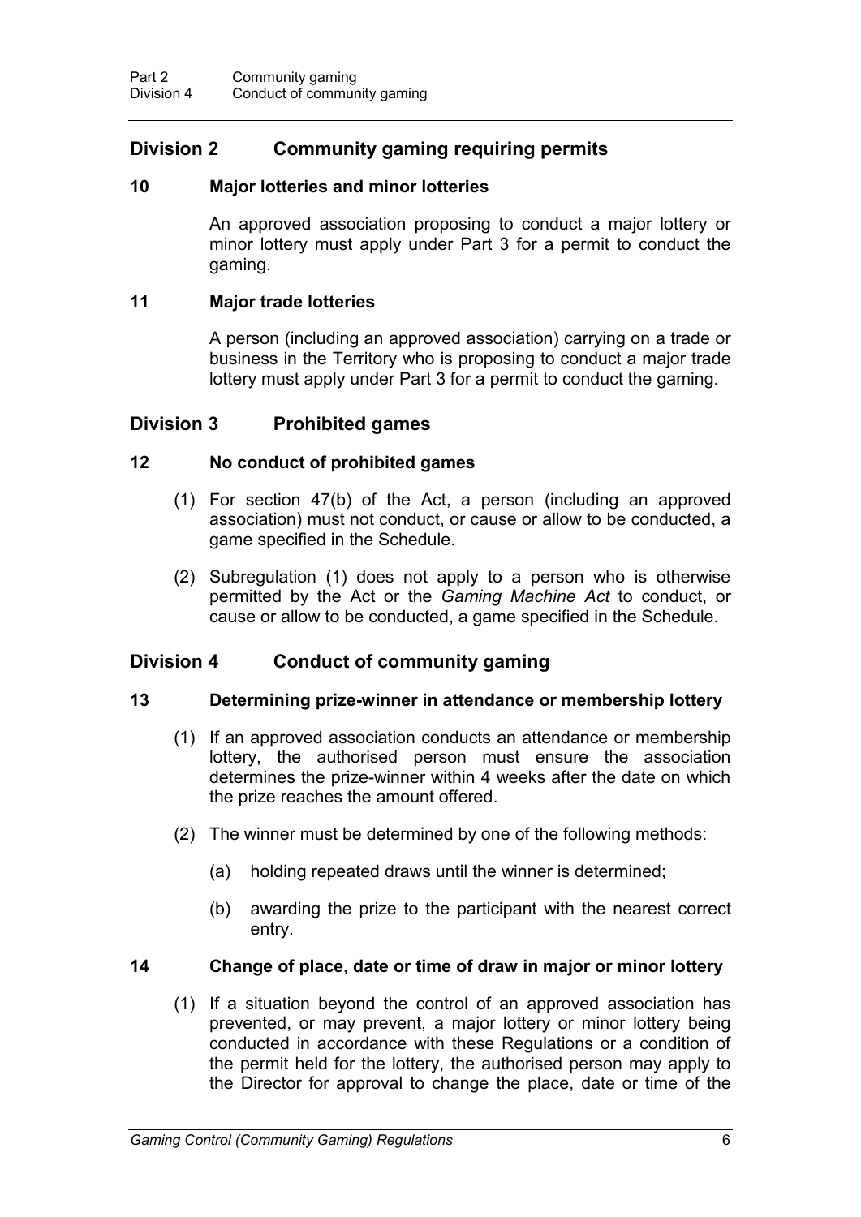## Division 2 Community gaming requiring permits

### 10 Major lotteries and minor lotteries

An approved association proposing to conduct a major lottery or minor lottery must apply under Part 3 for a permit to conduct the gaming.

### 11 Major trade lotteries

A person (including an approved association) carrying on a trade or business in the Territory who is proposing to conduct a major trade lottery must apply under Part 3 for a permit to conduct the gaming.

## Division 3 Prohibited games

### 12 No conduct of prohibited games

(1) For section 47(b) of the Act, a person (including an approved association) must not conduct, or cause or allow to be conducted, a game specified in the Schedule.

(2) Subregulation (1) does not apply to a person who is otherwise permitted by the Act or the *Gaming Machine Act* to conduct, or cause or allow to be conducted, a game specified in the Schedule.

## Division 4 Conduct of community gaming

### 13 Determining prize-winner in attendance or membership lottery

(1) If an approved association conducts an attendance or membership lottery, the authorised person must ensure the association determines the prize-winner within 4 weeks after the date on which the prize reaches the amount offered.

(2) The winner must be determined by one of the following methods:

(a) holding repeated draws until the winner is determined;

(b) awarding the prize to the participant with the nearest correct entry.

### 14 Change of place, date or time of draw in major or minor lottery

(1) If a situation beyond the control of an approved association has prevented, or may prevent, a major lottery or minor lottery being conducted in accordance with these Regulations or a condition of the permit held for the lottery, the authorised person may apply to the Director for approval to change the place, date or time of the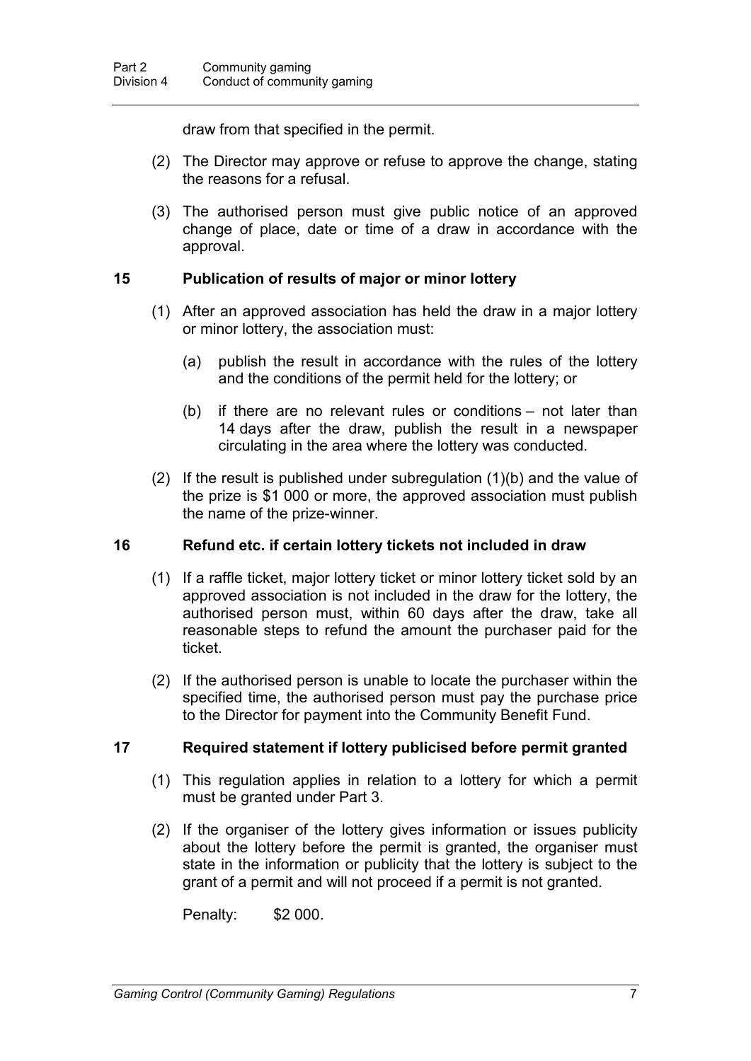draw from that specified in the permit.

(2) The Director may approve or refuse to approve the change, stating the reasons for a refusal.

(3) The authorised person must give public notice of an approved change of place, date or time of a draw in accordance with the approval.

### 15 Publication of results of major or minor lottery

(1) After an approved association has held the draw in a major lottery or minor lottery, the association must:

(a) publish the result in accordance with the rules of the lottery and the conditions of the permit held for the lottery; or

(b) if there are no relevant rules or conditions – not later than 14 days after the draw, publish the result in a newspaper circulating in the area where the lottery was conducted.

(2) If the result is published under subregulation (1)(b) and the value of the prize is $1 000 or more, the approved association must publish the name of the prize-winner.

### 16 Refund etc. if certain lottery tickets not included in draw

(1) If a raffle ticket, major lottery ticket or minor lottery ticket sold by an approved association is not included in the draw for the lottery, the authorised person must, within 60 days after the draw, take all reasonable steps to refund the amount the purchaser paid for the ticket.

(2) If the authorised person is unable to locate the purchaser within the specified time, the authorised person must pay the purchase price to the Director for payment into the Community Benefit Fund.

### 17 Required statement if lottery publicised before permit granted

(1) This regulation applies in relation to a lottery for which a permit must be granted under Part 3.

(2) If the organiser of the lottery gives information or issues publicity about the lottery before the permit is granted, the organiser must state in the information or publicity that the lottery is subject to the grant of a permit and will not proceed if a permit is not granted.

Penalty: $2 000.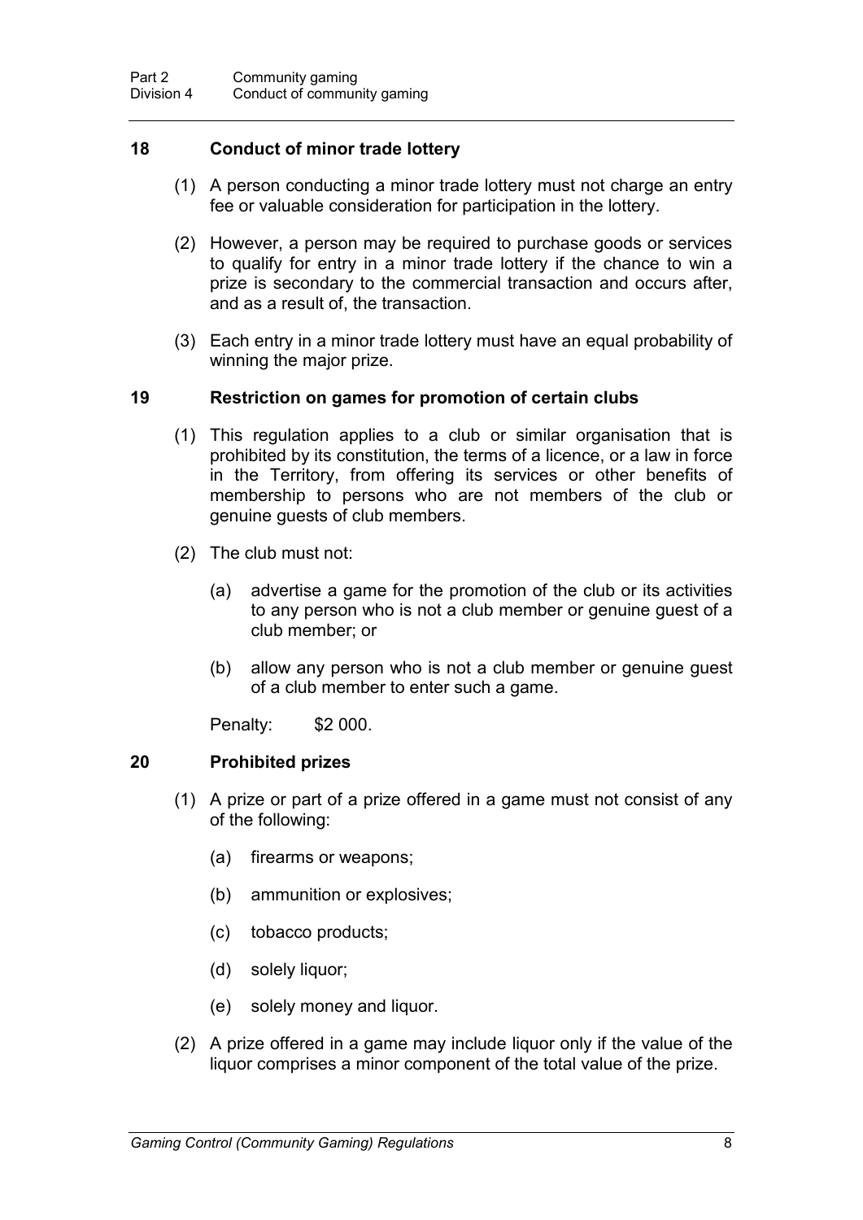## 18 Conduct of minor trade lottery

(1) A person conducting a minor trade lottery must not charge an entry fee or valuable consideration for participation in the lottery.

(2) However, a person may be required to purchase goods or services to qualify for entry in a minor trade lottery if the chance to win a prize is secondary to the commercial transaction and occurs after, and as a result of, the transaction.

(3) Each entry in a minor trade lottery must have an equal probability of winning the major prize.

## 19 Restriction on games for promotion of certain clubs

(1) This regulation applies to a club or similar organisation that is prohibited by its constitution, the terms of a licence, or a law in force in the Territory, from offering its services or other benefits of membership to persons who are not members of the club or genuine guests of club members.

(2) The club must not:

(a) advertise a game for the promotion of the club or its activities to any person who is not a club member or genuine guest of a club member; or

(b) allow any person who is not a club member or genuine guest of a club member to enter such a game.

Penalty: $2 000.

## 20 Prohibited prizes

(1) A prize or part of a prize offered in a game must not consist of any of the following:

(a) firearms or weapons;

(b) ammunition or explosives;

(c) tobacco products;

(d) solely liquor;

(e) solely money and liquor.

(2) A prize offered in a game may include liquor only if the value of the liquor comprises a minor component of the total value of the prize.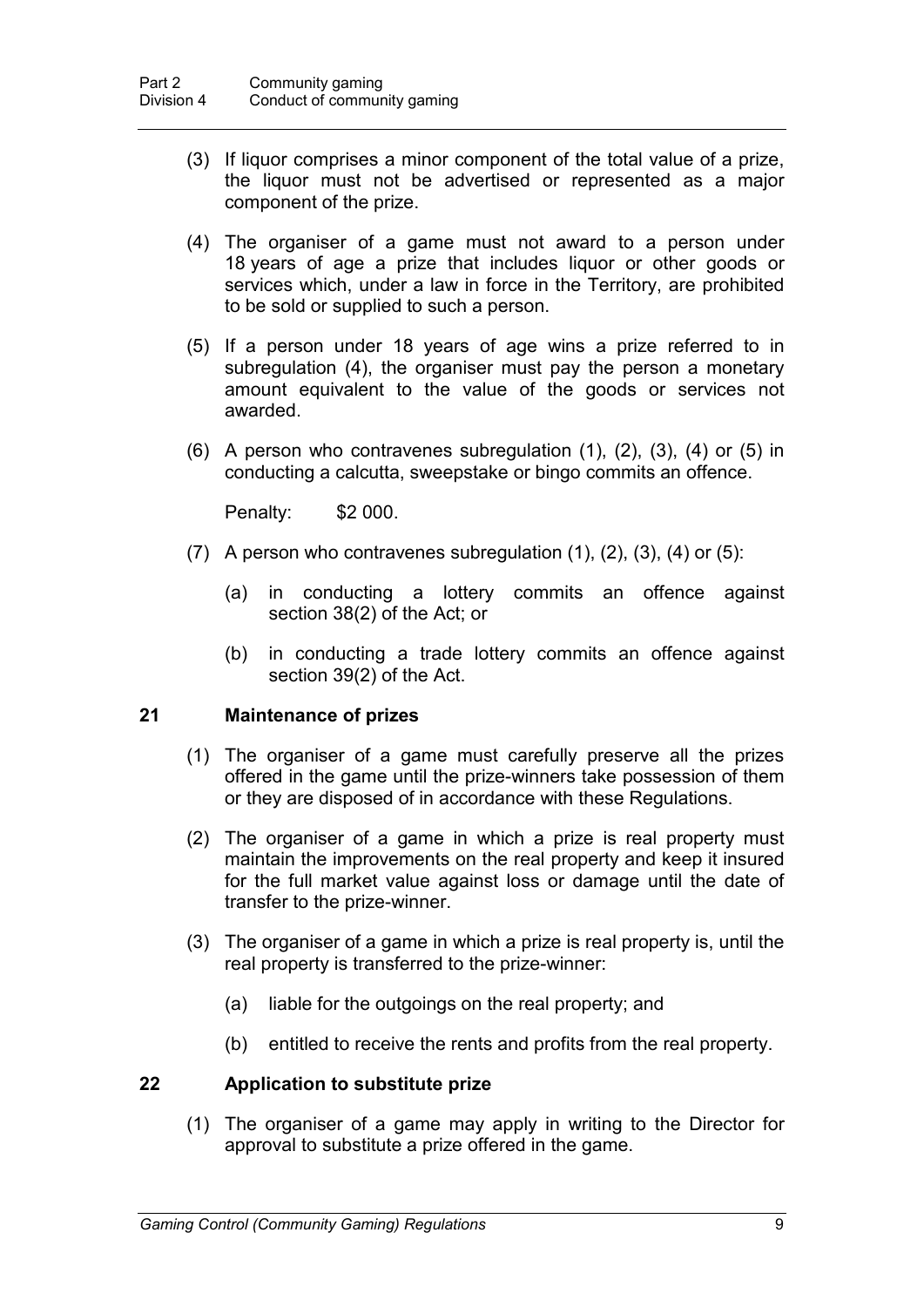(3) If liquor comprises a minor component of the total value of a prize, the liquor must not be advertised or represented as a major component of the prize.

(4) The organiser of a game must not award to a person under 18 years of age a prize that includes liquor or other goods or services which, under a law in force in the Territory, are prohibited to be sold or supplied to such a person.

(5) If a person under 18 years of age wins a prize referred to in subregulation (4), the organiser must pay the person a monetary amount equivalent to the value of the goods or services not awarded.

(6) A person who contravenes subregulation (1), (2), (3), (4) or (5) in conducting a calcutta, sweepstake or bingo commits an offence.

Penalty: $2 000.

(7) A person who contravenes subregulation (1), (2), (3), (4) or (5):

(a) in conducting a lottery commits an offence against section 38(2) of the Act; or

(b) in conducting a trade lottery commits an offence against section 39(2) of the Act.

### 21 Maintenance of prizes

(1) The organiser of a game must carefully preserve all the prizes offered in the game until the prize-winners take possession of them or they are disposed of in accordance with these Regulations.

(2) The organiser of a game in which a prize is real property must maintain the improvements on the real property and keep it insured for the full market value against loss or damage until the date of transfer to the prize-winner.

(3) The organiser of a game in which a prize is real property is, until the real property is transferred to the prize-winner:

(a) liable for the outgoings on the real property; and

(b) entitled to receive the rents and profits from the real property.

### 22 Application to substitute prize

(1) The organiser of a game may apply in writing to the Director for approval to substitute a prize offered in the game.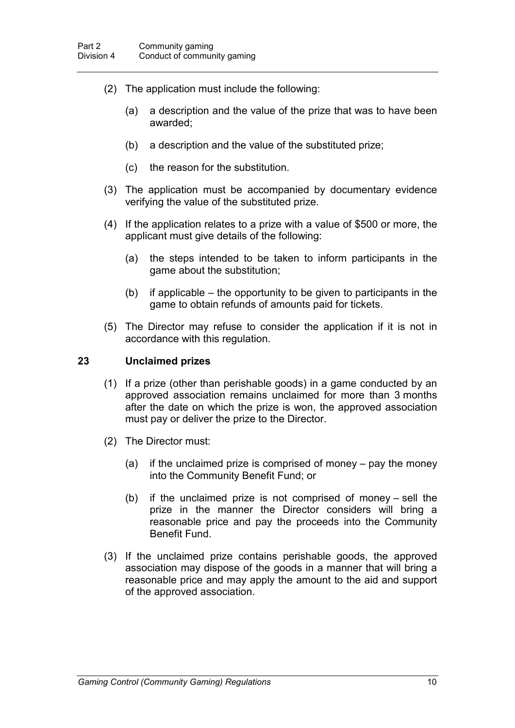(2) The application must include the following:

(a) a description and the value of the prize that was to have been awarded;

(b) a description and the value of the substituted prize;

(c) the reason for the substitution.

(3) The application must be accompanied by documentary evidence verifying the value of the substituted prize.

(4) If the application relates to a prize with a value of $500 or more, the applicant must give details of the following:

(a) the steps intended to be taken to inform participants in the game about the substitution;

(b) if applicable – the opportunity to be given to participants in the game to obtain refunds of amounts paid for tickets.

(5) The Director may refuse to consider the application if it is not in accordance with this regulation.

## 23 Unclaimed prizes

(1) If a prize (other than perishable goods) in a game conducted by an approved association remains unclaimed for more than 3 months after the date on which the prize is won, the approved association must pay or deliver the prize to the Director.

(2) The Director must:

(a) if the unclaimed prize is comprised of money – pay the money into the Community Benefit Fund; or

(b) if the unclaimed prize is not comprised of money – sell the prize in the manner the Director considers will bring a reasonable price and pay the proceeds into the Community Benefit Fund.

(3) If the unclaimed prize contains perishable goods, the approved association may dispose of the goods in a manner that will bring a reasonable price and may apply the amount to the aid and support of the approved association.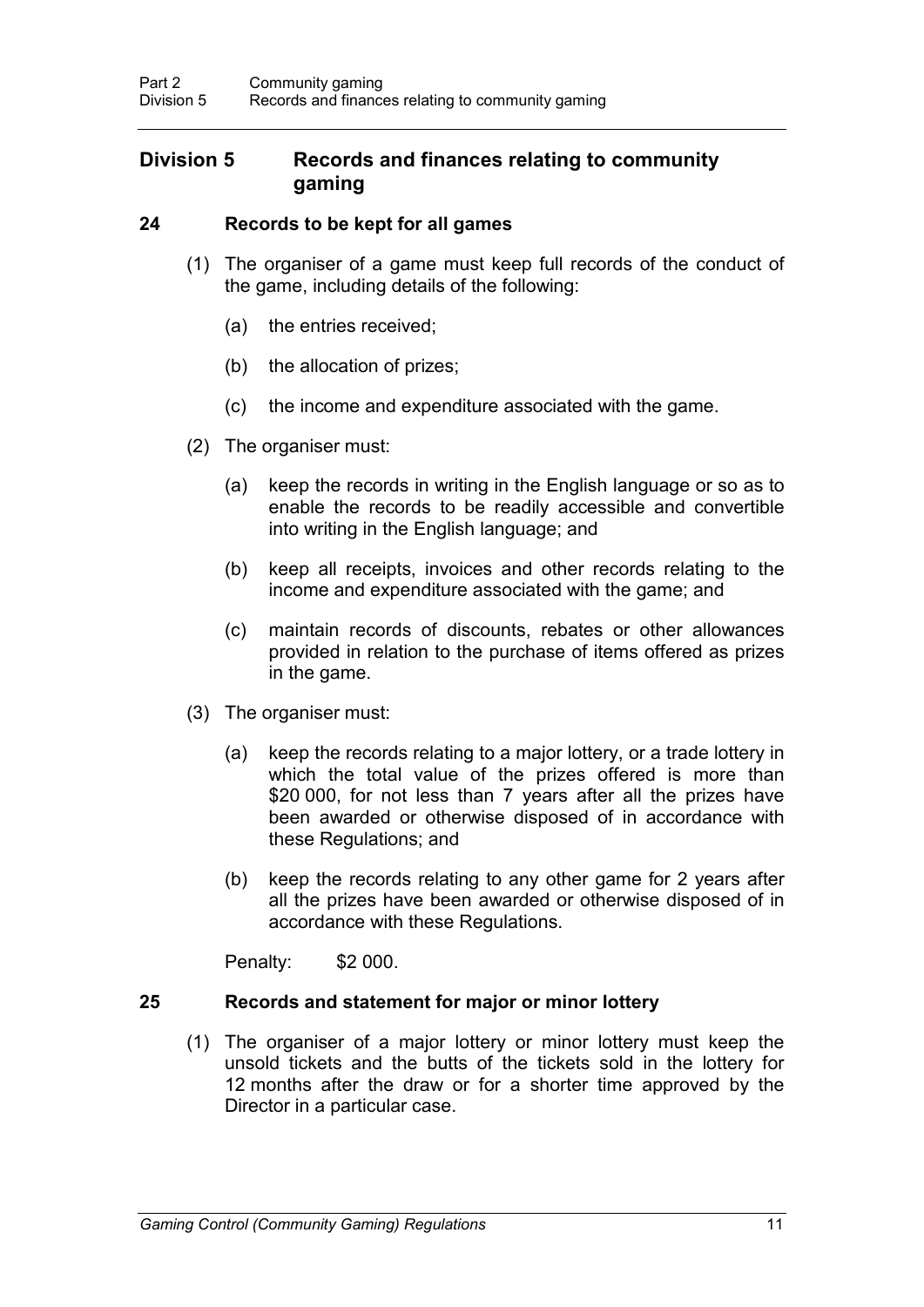## Division 5 Records and finances relating to community gaming

### 24 Records to be kept for all games

(1) The organiser of a game must keep full records of the conduct of the game, including details of the following:

(a) the entries received;

(b) the allocation of prizes;

(c) the income and expenditure associated with the game.

(2) The organiser must:

(a) keep the records in writing in the English language or so as to enable the records to be readily accessible and convertible into writing in the English language; and

(b) keep all receipts, invoices and other records relating to the income and expenditure associated with the game; and

(c) maintain records of discounts, rebates or other allowances provided in relation to the purchase of items offered as prizes in the game.

(3) The organiser must:

(a) keep the records relating to a major lottery, or a trade lottery in which the total value of the prizes offered is more than $20 000, for not less than 7 years after all the prizes have been awarded or otherwise disposed of in accordance with these Regulations; and

(b) keep the records relating to any other game for 2 years after all the prizes have been awarded or otherwise disposed of in accordance with these Regulations.

Penalty: $2 000.

### 25 Records and statement for major or minor lottery

(1) The organiser of a major lottery or minor lottery must keep the unsold tickets and the butts of the tickets sold in the lottery for 12 months after the draw or for a shorter time approved by the Director in a particular case.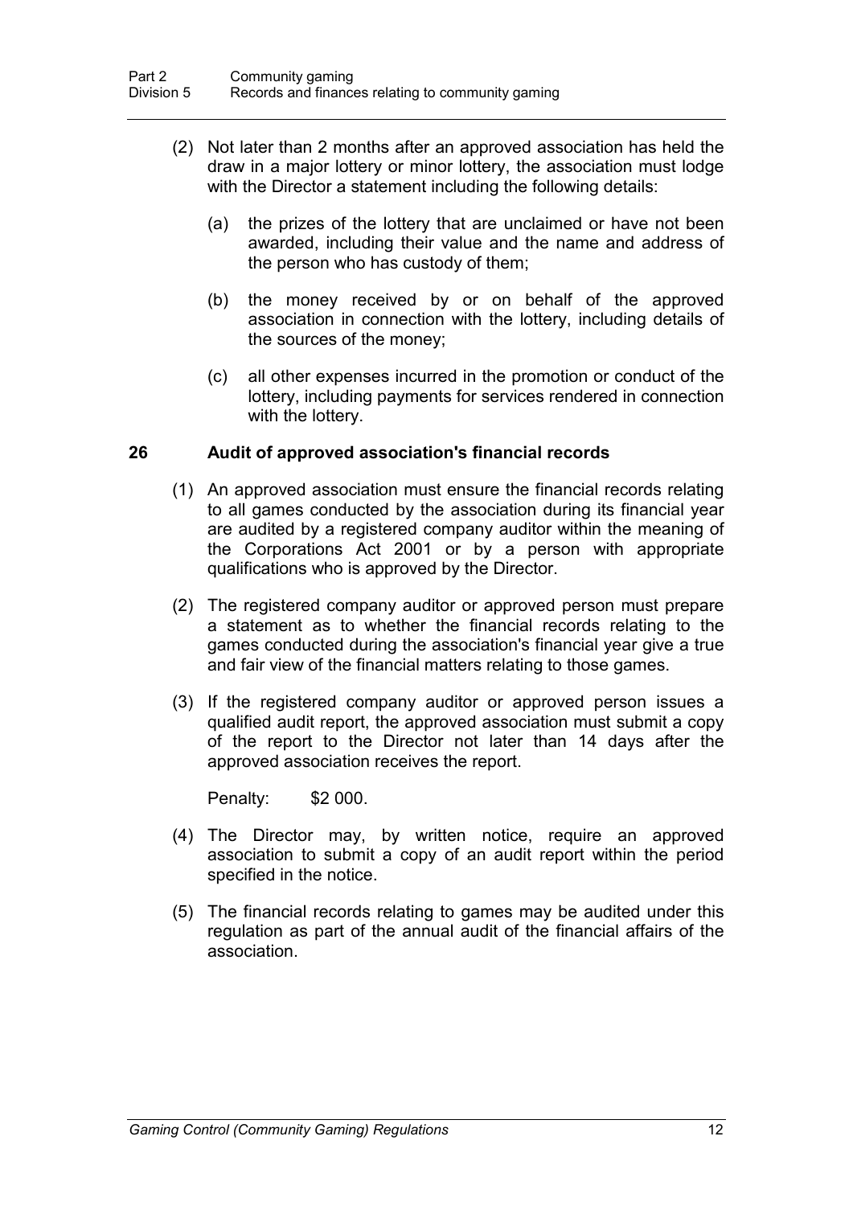(2) Not later than 2 months after an approved association has held the draw in a major lottery or minor lottery, the association must lodge with the Director a statement including the following details:

(a) the prizes of the lottery that are unclaimed or have not been awarded, including their value and the name and address of the person who has custody of them;

(b) the money received by or on behalf of the approved association in connection with the lottery, including details of the sources of the money;

(c) all other expenses incurred in the promotion or conduct of the lottery, including payments for services rendered in connection with the lottery.

### 26 Audit of approved association's financial records

(1) An approved association must ensure the financial records relating to all games conducted by the association during its financial year are audited by a registered company auditor within the meaning of the Corporations Act 2001 or by a person with appropriate qualifications who is approved by the Director.

(2) The registered company auditor or approved person must prepare a statement as to whether the financial records relating to the games conducted during the association's financial year give a true and fair view of the financial matters relating to those games.

(3) If the registered company auditor or approved person issues a qualified audit report, the approved association must submit a copy of the report to the Director not later than 14 days after the approved association receives the report.

Penalty: $2 000.

(4) The Director may, by written notice, require an approved association to submit a copy of an audit report within the period specified in the notice.

(5) The financial records relating to games may be audited under this regulation as part of the annual audit of the financial affairs of the association.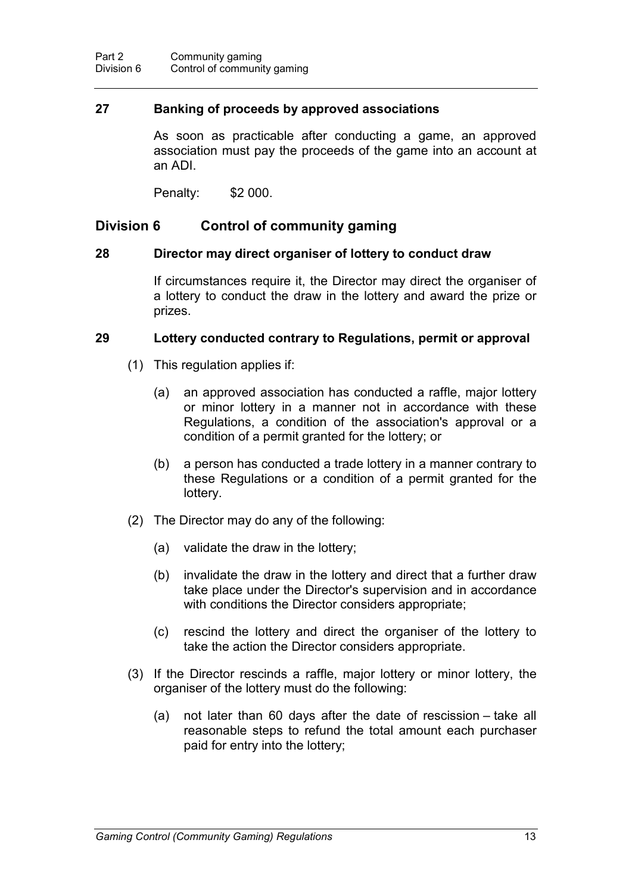### 27 Banking of proceeds by approved associations

As soon as practicable after conducting a game, an approved association must pay the proceeds of the game into an account at an ADI.

Penalty: $2 000.

## Division 6 Control of community gaming

### 28 Director may direct organiser of lottery to conduct draw

If circumstances require it, the Director may direct the organiser of a lottery to conduct the draw in the lottery and award the prize or prizes.

### 29 Lottery conducted contrary to Regulations, permit or approval

(1) This regulation applies if:

(a) an approved association has conducted a raffle, major lottery or minor lottery in a manner not in accordance with these Regulations, a condition of the association's approval or a condition of a permit granted for the lottery; or

(b) a person has conducted a trade lottery in a manner contrary to these Regulations or a condition of a permit granted for the lottery.

(2) The Director may do any of the following:

(a) validate the draw in the lottery;

(b) invalidate the draw in the lottery and direct that a further draw take place under the Director's supervision and in accordance with conditions the Director considers appropriate;

(c) rescind the lottery and direct the organiser of the lottery to take the action the Director considers appropriate.

(3) If the Director rescinds a raffle, major lottery or minor lottery, the organiser of the lottery must do the following:

(a) not later than 60 days after the date of rescission – take all reasonable steps to refund the total amount each purchaser paid for entry into the lottery;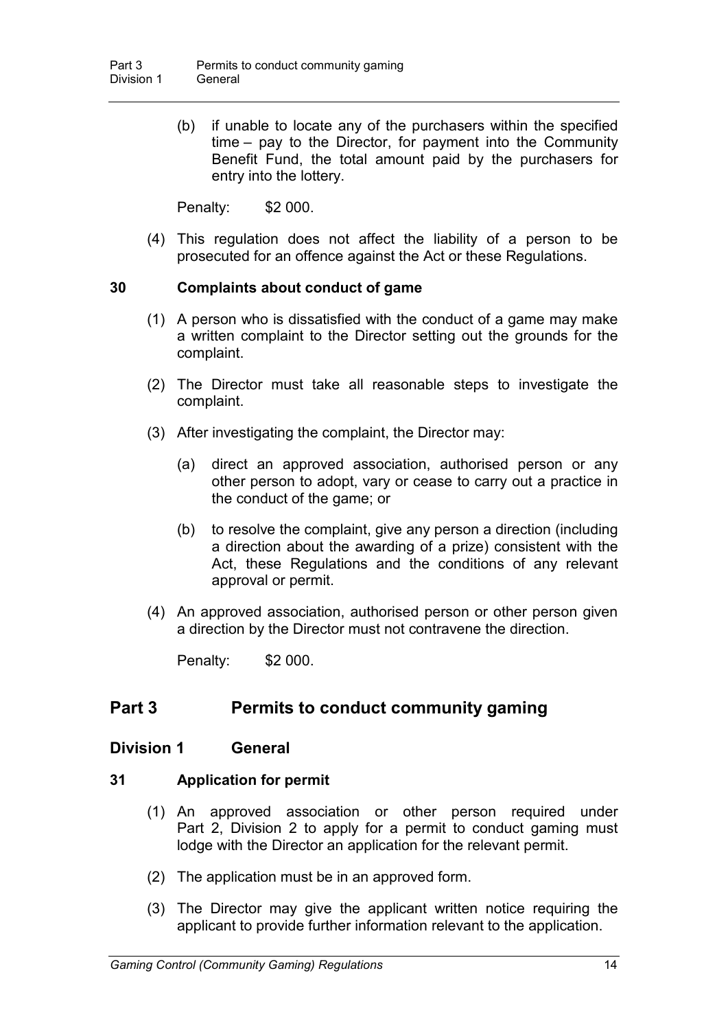(b) if unable to locate any of the purchasers within the specified time – pay to the Director, for payment into the Community Benefit Fund, the total amount paid by the purchasers for entry into the lottery.

Penalty: $2 000.

(4) This regulation does not affect the liability of a person to be prosecuted for an offence against the Act or these Regulations.

### 30 Complaints about conduct of game

(1) A person who is dissatisfied with the conduct of a game may make a written complaint to the Director setting out the grounds for the complaint.

(2) The Director must take all reasonable steps to investigate the complaint.

(3) After investigating the complaint, the Director may:

(a) direct an approved association, authorised person or any other person to adopt, vary or cease to carry out a practice in the conduct of the game; or

(b) to resolve the complaint, give any person a direction (including a direction about the awarding of a prize) consistent with the Act, these Regulations and the conditions of any relevant approval or permit.

(4) An approved association, authorised person or other person given a direction by the Director must not contravene the direction.

Penalty: $2 000.

# Part 3 Permits to conduct community gaming

## Division 1 General

### 31 Application for permit

(1) An approved association or other person required under Part 2, Division 2 to apply for a permit to conduct gaming must lodge with the Director an application for the relevant permit.

(2) The application must be in an approved form.

(3) The Director may give the applicant written notice requiring the applicant to provide further information relevant to the application.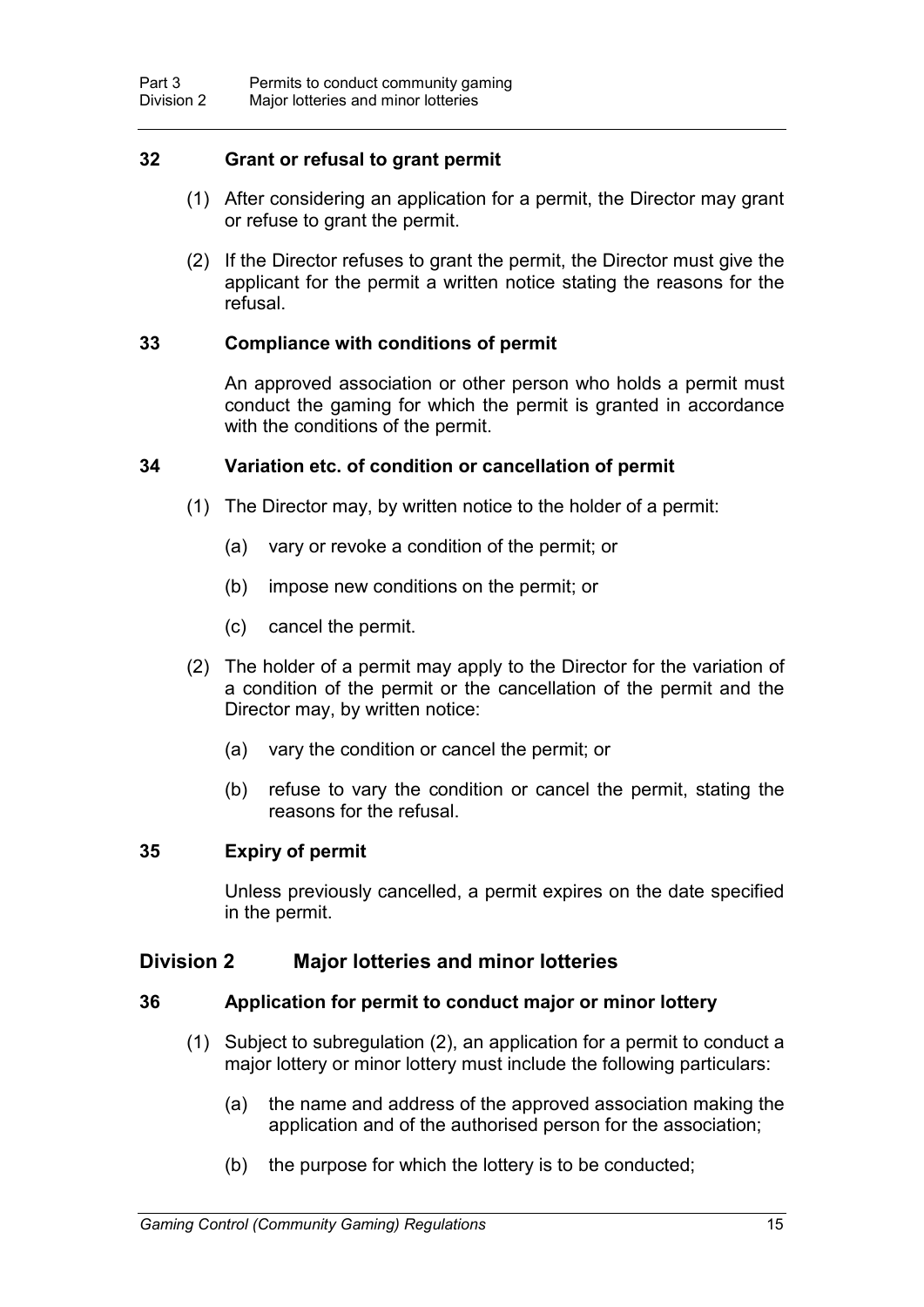### 32 Grant or refusal to grant permit

(1) After considering an application for a permit, the Director may grant or refuse to grant the permit.

(2) If the Director refuses to grant the permit, the Director must give the applicant for the permit a written notice stating the reasons for the refusal.

### 33 Compliance with conditions of permit

An approved association or other person who holds a permit must conduct the gaming for which the permit is granted in accordance with the conditions of the permit.

### 34 Variation etc. of condition or cancellation of permit

(1) The Director may, by written notice to the holder of a permit:

(a) vary or revoke a condition of the permit; or

(b) impose new conditions on the permit; or

(c) cancel the permit.

(2) The holder of a permit may apply to the Director for the variation of a condition of the permit or the cancellation of the permit and the Director may, by written notice:

(a) vary the condition or cancel the permit; or

(b) refuse to vary the condition or cancel the permit, stating the reasons for the refusal.

### 35 Expiry of permit

Unless previously cancelled, a permit expires on the date specified in the permit.

## Division 2 Major lotteries and minor lotteries

### 36 Application for permit to conduct major or minor lottery

(1) Subject to subregulation (2), an application for a permit to conduct a major lottery or minor lottery must include the following particulars:

(a) the name and address of the approved association making the application and of the authorised person for the association;

(b) the purpose for which the lottery is to be conducted;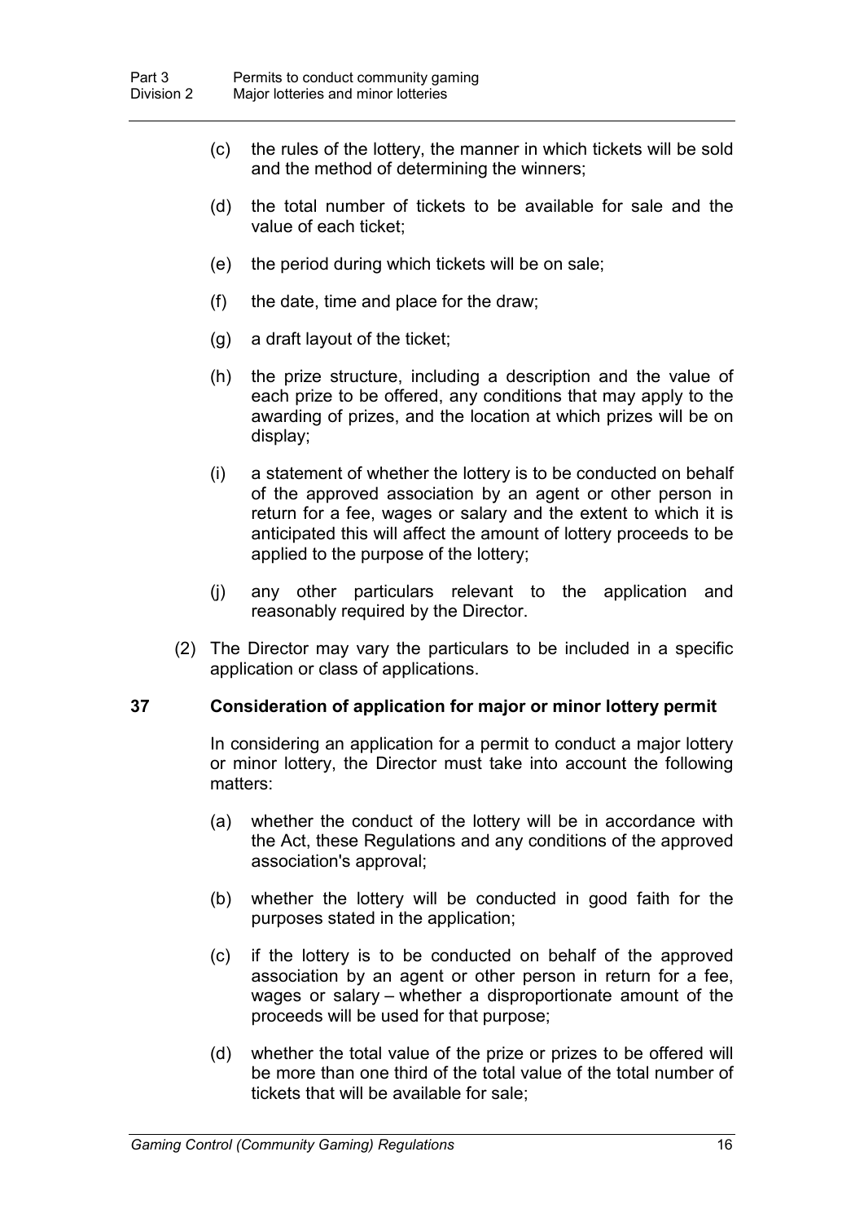(c) the rules of the lottery, the manner in which tickets will be sold and the method of determining the winners;

(d) the total number of tickets to be available for sale and the value of each ticket;

(e) the period during which tickets will be on sale;

(f) the date, time and place for the draw;

(g) a draft layout of the ticket;

(h) the prize structure, including a description and the value of each prize to be offered, any conditions that may apply to the awarding of prizes, and the location at which prizes will be on display;

(i) a statement of whether the lottery is to be conducted on behalf of the approved association by an agent or other person in return for a fee, wages or salary and the extent to which it is anticipated this will affect the amount of lottery proceeds to be applied to the purpose of the lottery;

(j) any other particulars relevant to the application and reasonably required by the Director.

(2) The Director may vary the particulars to be included in a specific application or class of applications.

### 37 Consideration of application for major or minor lottery permit

In considering an application for a permit to conduct a major lottery or minor lottery, the Director must take into account the following matters:

(a) whether the conduct of the lottery will be in accordance with the Act, these Regulations and any conditions of the approved association's approval;

(b) whether the lottery will be conducted in good faith for the purposes stated in the application;

(c) if the lottery is to be conducted on behalf of the approved association by an agent or other person in return for a fee, wages or salary – whether a disproportionate amount of the proceeds will be used for that purpose;

(d) whether the total value of the prize or prizes to be offered will be more than one third of the total value of the total number of tickets that will be available for sale;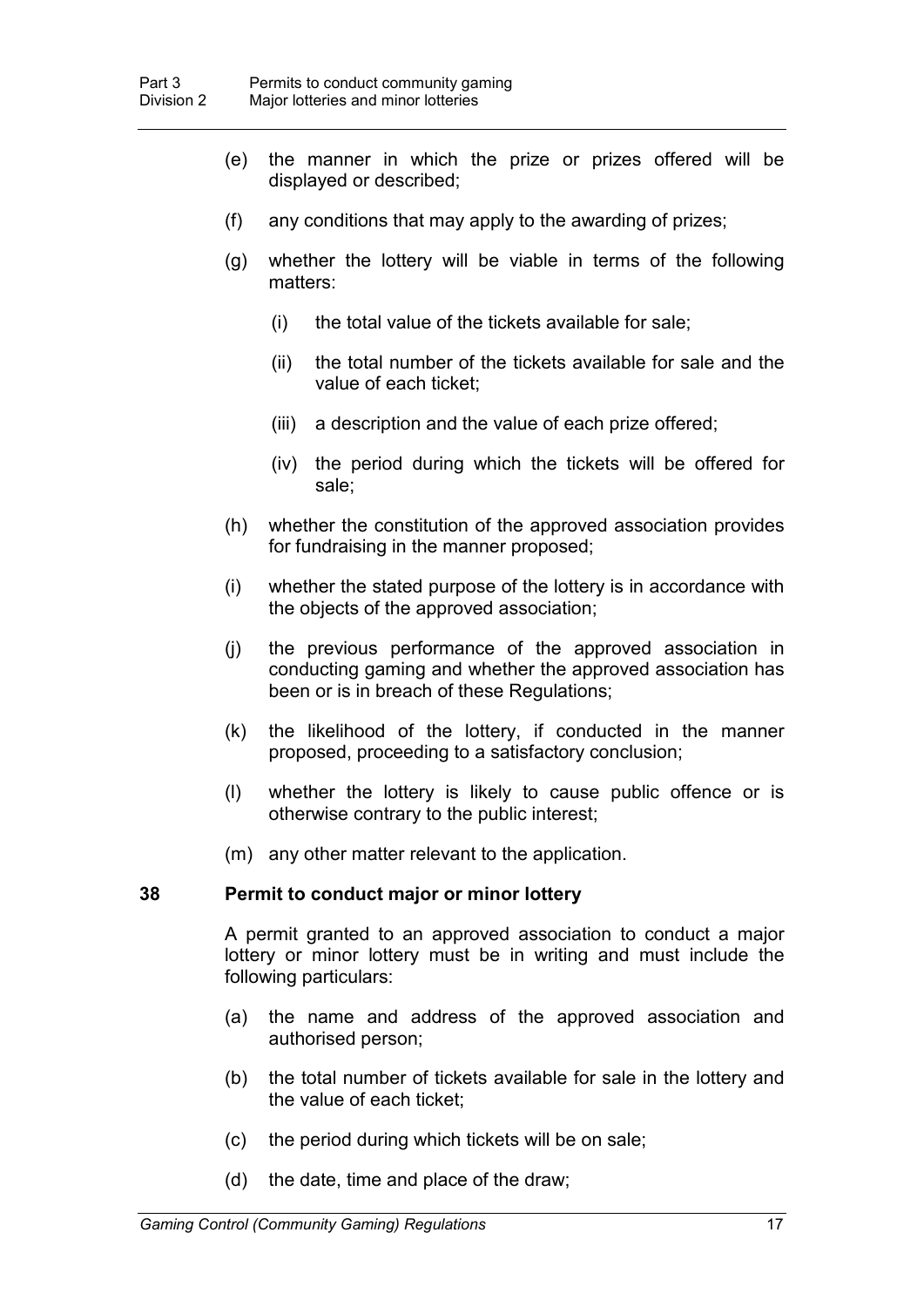(e) the manner in which the prize or prizes offered will be displayed or described;

(f) any conditions that may apply to the awarding of prizes;

(g) whether the lottery will be viable in terms of the following matters:

  (i) the total value of the tickets available for sale;

  (ii) the total number of the tickets available for sale and the value of each ticket;

  (iii) a description and the value of each prize offered;

  (iv) the period during which the tickets will be offered for sale;

(h) whether the constitution of the approved association provides for fundraising in the manner proposed;

(i) whether the stated purpose of the lottery is in accordance with the objects of the approved association;

(j) the previous performance of the approved association in conducting gaming and whether the approved association has been or is in breach of these Regulations;

(k) the likelihood of the lottery, if conducted in the manner proposed, proceeding to a satisfactory conclusion;

(l) whether the lottery is likely to cause public offence or is otherwise contrary to the public interest;

(m) any other matter relevant to the application.

**38 Permit to conduct major or minor lottery**

A permit granted to an approved association to conduct a major lottery or minor lottery must be in writing and must include the following particulars:

(a) the name and address of the approved association and authorised person;

(b) the total number of tickets available for sale in the lottery and the value of each ticket;

(c) the period during which tickets will be on sale;

(d) the date, time and place of the draw;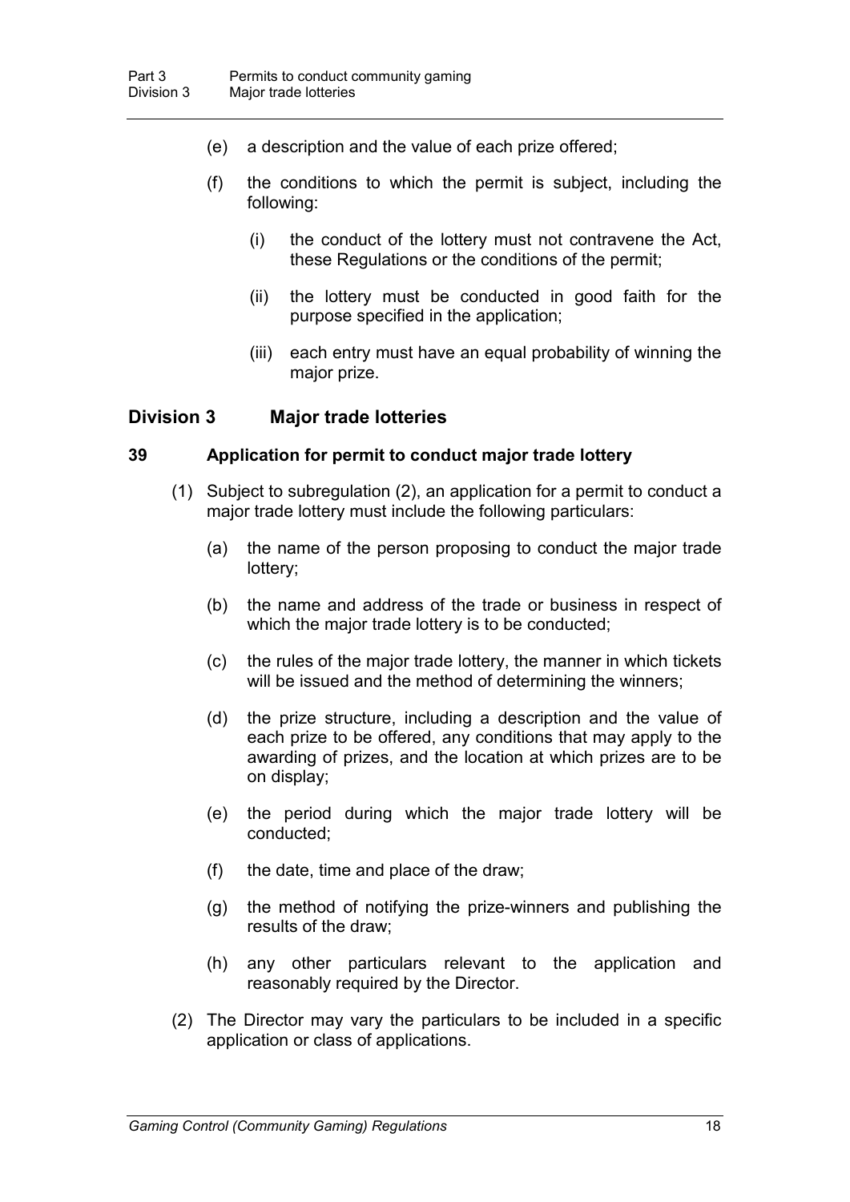(e) a description and the value of each prize offered;

(f) the conditions to which the permit is subject, including the following:

  (i) the conduct of the lottery must not contravene the Act, these Regulations or the conditions of the permit;

  (ii) the lottery must be conducted in good faith for the purpose specified in the application;

  (iii) each entry must have an equal probability of winning the major prize.

## Division 3 Major trade lotteries

### 39 Application for permit to conduct major trade lottery

(1) Subject to subregulation (2), an application for a permit to conduct a major trade lottery must include the following particulars:

  (a) the name of the person proposing to conduct the major trade lottery;

  (b) the name and address of the trade or business in respect of which the major trade lottery is to be conducted;

  (c) the rules of the major trade lottery, the manner in which tickets will be issued and the method of determining the winners;

  (d) the prize structure, including a description and the value of each prize to be offered, any conditions that may apply to the awarding of prizes, and the location at which prizes are to be on display;

  (e) the period during which the major trade lottery will be conducted;

  (f) the date, time and place of the draw;

  (g) the method of notifying the prize-winners and publishing the results of the draw;

  (h) any other particulars relevant to the application and reasonably required by the Director.

(2) The Director may vary the particulars to be included in a specific application or class of applications.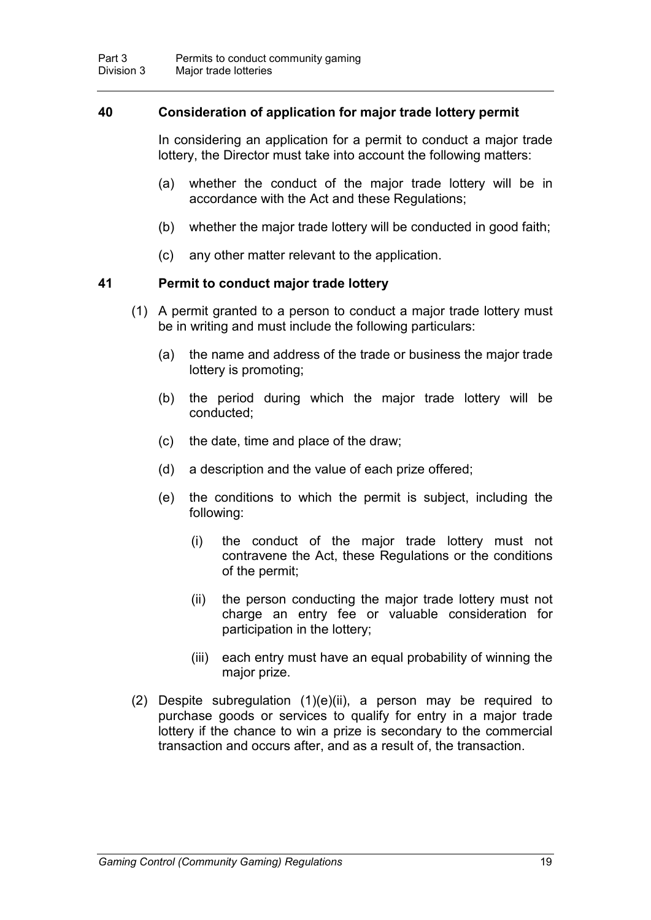## 40 Consideration of application for major trade lottery permit

In considering an application for a permit to conduct a major trade lottery, the Director must take into account the following matters:

(a) whether the conduct of the major trade lottery will be in accordance with the Act and these Regulations;

(b) whether the major trade lottery will be conducted in good faith;

(c) any other matter relevant to the application.

## 41 Permit to conduct major trade lottery

(1) A permit granted to a person to conduct a major trade lottery must be in writing and must include the following particulars:

(a) the name and address of the trade or business the major trade lottery is promoting;

(b) the period during which the major trade lottery will be conducted;

(c) the date, time and place of the draw;

(d) a description and the value of each prize offered;

(e) the conditions to which the permit is subject, including the following:

(i) the conduct of the major trade lottery must not contravene the Act, these Regulations or the conditions of the permit;

(ii) the person conducting the major trade lottery must not charge an entry fee or valuable consideration for participation in the lottery;

(iii) each entry must have an equal probability of winning the major prize.

(2) Despite subregulation (1)(e)(ii), a person may be required to purchase goods or services to qualify for entry in a major trade lottery if the chance to win a prize is secondary to the commercial transaction and occurs after, and as a result of, the transaction.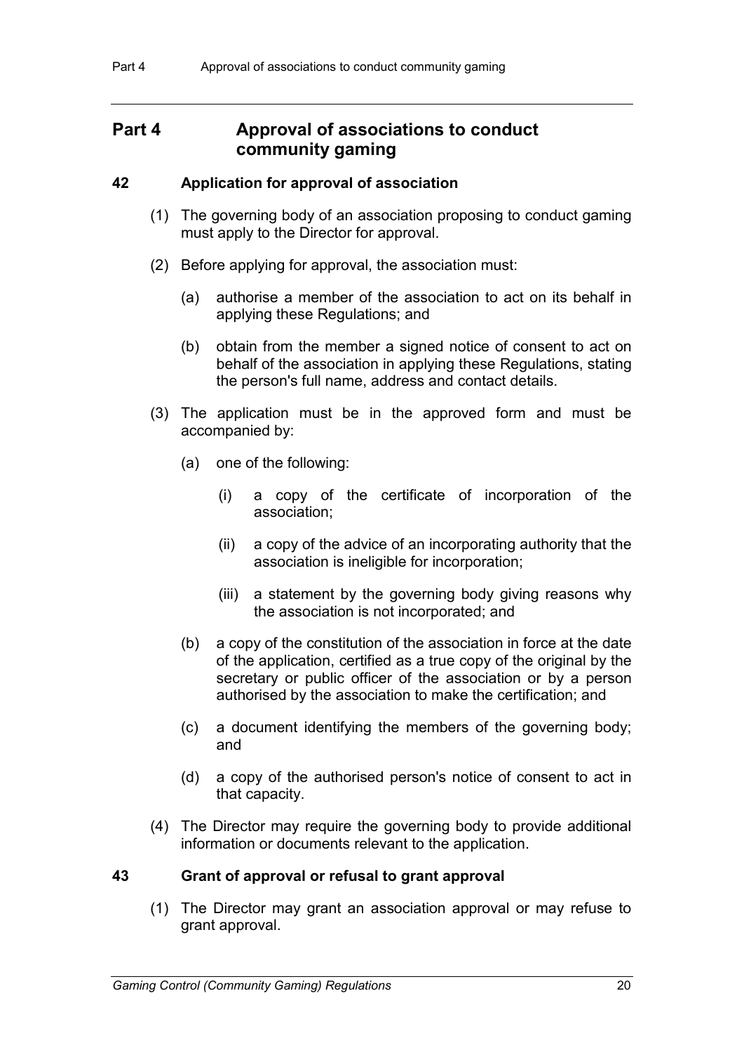## Part 4 Approval of associations to conduct community gaming

### 42 Application for approval of association

(1) The governing body of an association proposing to conduct gaming must apply to the Director for approval.

(2) Before applying for approval, the association must:

(a) authorise a member of the association to act on its behalf in applying these Regulations; and

(b) obtain from the member a signed notice of consent to act on behalf of the association in applying these Regulations, stating the person's full name, address and contact details.

(3) The application must be in the approved form and must be accompanied by:

(a) one of the following:

(i) a copy of the certificate of incorporation of the association;

(ii) a copy of the advice of an incorporating authority that the association is ineligible for incorporation;

(iii) a statement by the governing body giving reasons why the association is not incorporated; and

(b) a copy of the constitution of the association in force at the date of the application, certified as a true copy of the original by the secretary or public officer of the association or by a person authorised by the association to make the certification; and

(c) a document identifying the members of the governing body; and

(d) a copy of the authorised person's notice of consent to act in that capacity.

(4) The Director may require the governing body to provide additional information or documents relevant to the application.

### 43 Grant of approval or refusal to grant approval

(1) The Director may grant an association approval or may refuse to grant approval.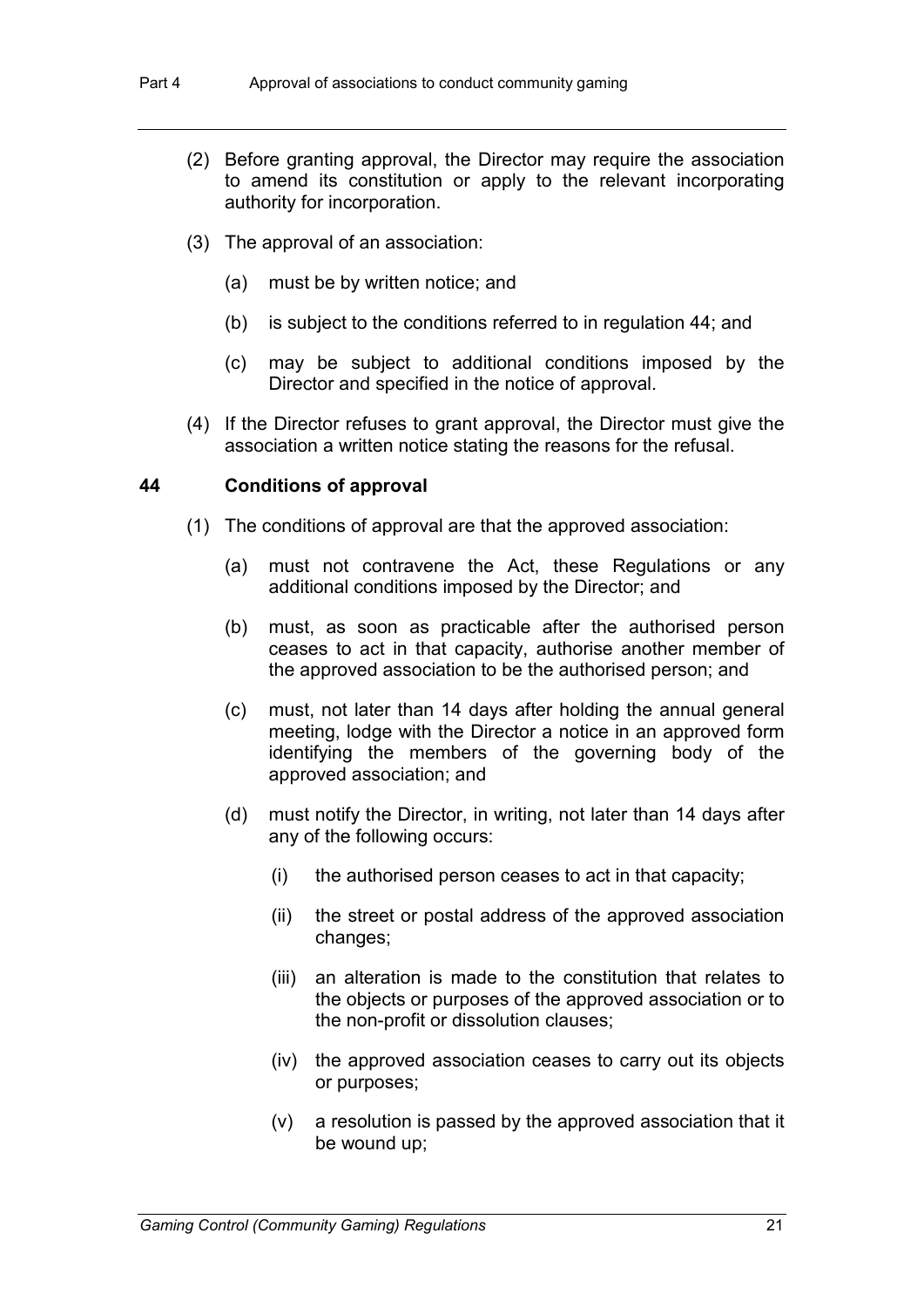(2) Before granting approval, the Director may require the association to amend its constitution or apply to the relevant incorporating authority for incorporation.

(3) The approval of an association:

  (a) must be by written notice; and

  (b) is subject to the conditions referred to in regulation 44; and

  (c) may be subject to additional conditions imposed by the Director and specified in the notice of approval.

(4) If the Director refuses to grant approval, the Director must give the association a written notice stating the reasons for the refusal.

### 44 Conditions of approval

(1) The conditions of approval are that the approved association:

  (a) must not contravene the Act, these Regulations or any additional conditions imposed by the Director; and

  (b) must, as soon as practicable after the authorised person ceases to act in that capacity, authorise another member of the approved association to be the authorised person; and

  (c) must, not later than 14 days after holding the annual general meeting, lodge with the Director a notice in an approved form identifying the members of the governing body of the approved association; and

  (d) must notify the Director, in writing, not later than 14 days after any of the following occurs:

    (i) the authorised person ceases to act in that capacity;

    (ii) the street or postal address of the approved association changes;

    (iii) an alteration is made to the constitution that relates to the objects or purposes of the approved association or to the non-profit or dissolution clauses;

    (iv) the approved association ceases to carry out its objects or purposes;

    (v) a resolution is passed by the approved association that it be wound up;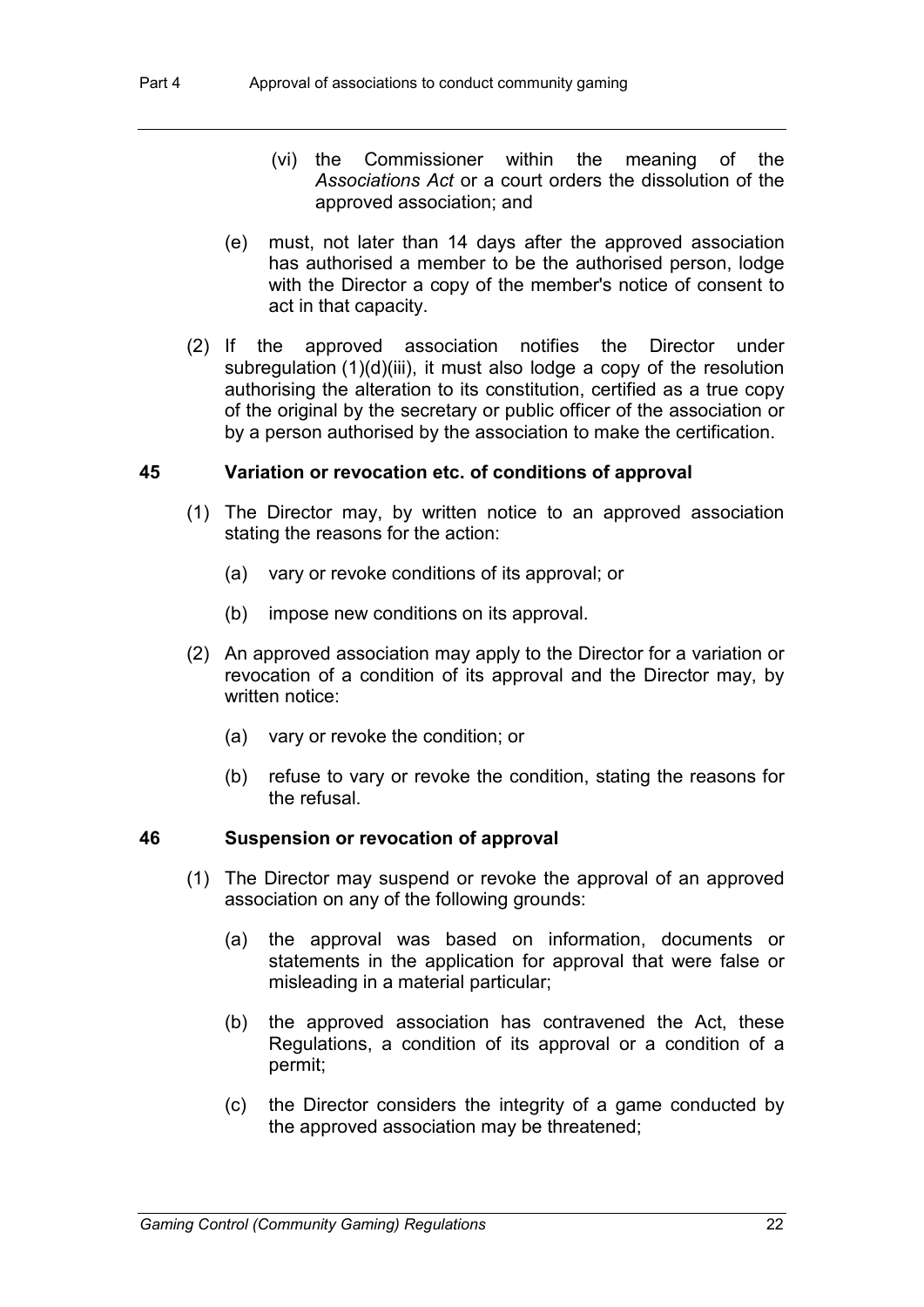(vi) the Commissioner within the meaning of the *Associations Act* or a court orders the dissolution of the approved association; and

(e) must, not later than 14 days after the approved association has authorised a member to be the authorised person, lodge with the Director a copy of the member's notice of consent to act in that capacity.

(2) If the approved association notifies the Director under subregulation (1)(d)(iii), it must also lodge a copy of the resolution authorising the alteration to its constitution, certified as a true copy of the original by the secretary or public officer of the association or by a person authorised by the association to make the certification.

### 45 Variation or revocation etc. of conditions of approval

(1) The Director may, by written notice to an approved association stating the reasons for the action:

(a) vary or revoke conditions of its approval; or

(b) impose new conditions on its approval.

(2) An approved association may apply to the Director for a variation or revocation of a condition of its approval and the Director may, by written notice:

(a) vary or revoke the condition; or

(b) refuse to vary or revoke the condition, stating the reasons for the refusal.

### 46 Suspension or revocation of approval

(1) The Director may suspend or revoke the approval of an approved association on any of the following grounds:

(a) the approval was based on information, documents or statements in the application for approval that were false or misleading in a material particular;

(b) the approved association has contravened the Act, these Regulations, a condition of its approval or a condition of a permit;

(c) the Director considers the integrity of a game conducted by the approved association may be threatened;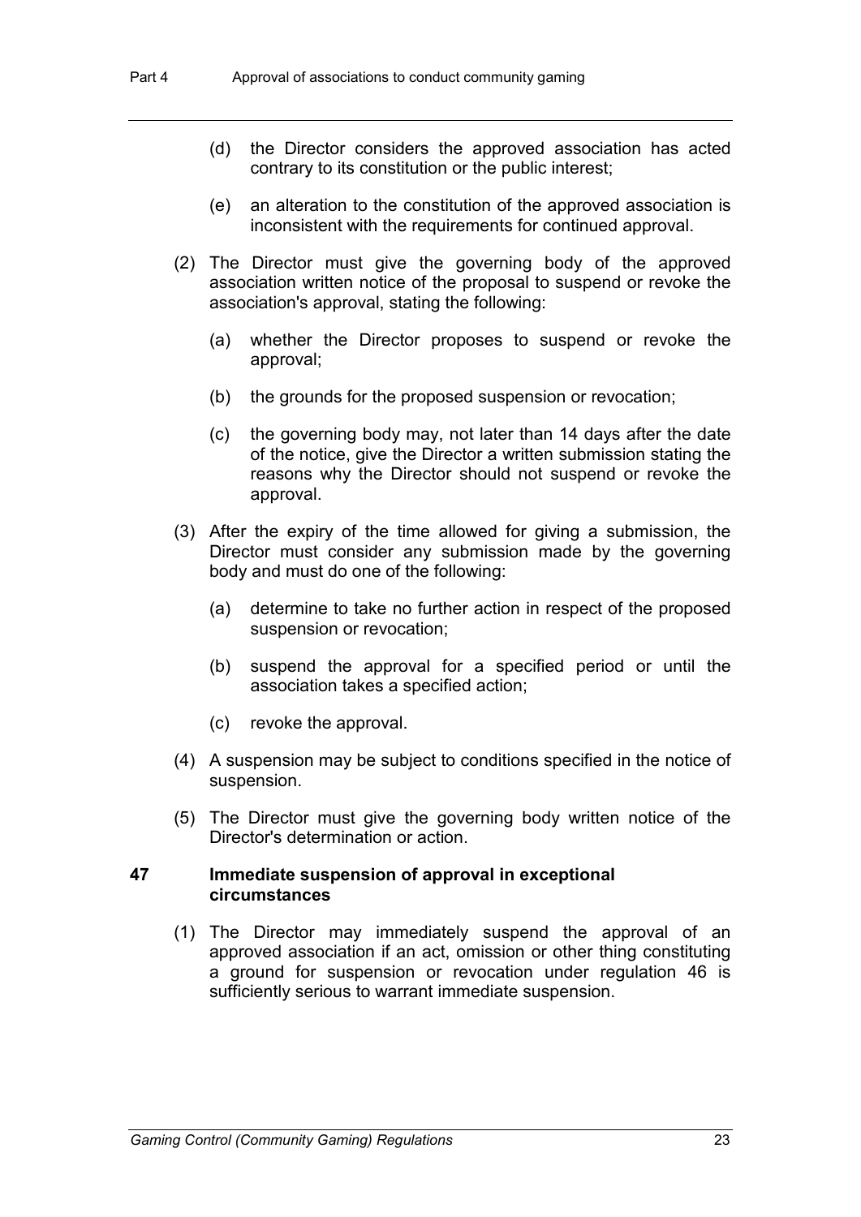(d) the Director considers the approved association has acted contrary to its constitution or the public interest;

(e) an alteration to the constitution of the approved association is inconsistent with the requirements for continued approval.

(2) The Director must give the governing body of the approved association written notice of the proposal to suspend or revoke the association's approval, stating the following:

(a) whether the Director proposes to suspend or revoke the approval;

(b) the grounds for the proposed suspension or revocation;

(c) the governing body may, not later than 14 days after the date of the notice, give the Director a written submission stating the reasons why the Director should not suspend or revoke the approval.

(3) After the expiry of the time allowed for giving a submission, the Director must consider any submission made by the governing body and must do one of the following:

(a) determine to take no further action in respect of the proposed suspension or revocation;

(b) suspend the approval for a specified period or until the association takes a specified action;

(c) revoke the approval.

(4) A suspension may be subject to conditions specified in the notice of suspension.

(5) The Director must give the governing body written notice of the Director's determination or action.

### 47 Immediate suspension of approval in exceptional circumstances

(1) The Director may immediately suspend the approval of an approved association if an act, omission or other thing constituting a ground for suspension or revocation under regulation 46 is sufficiently serious to warrant immediate suspension.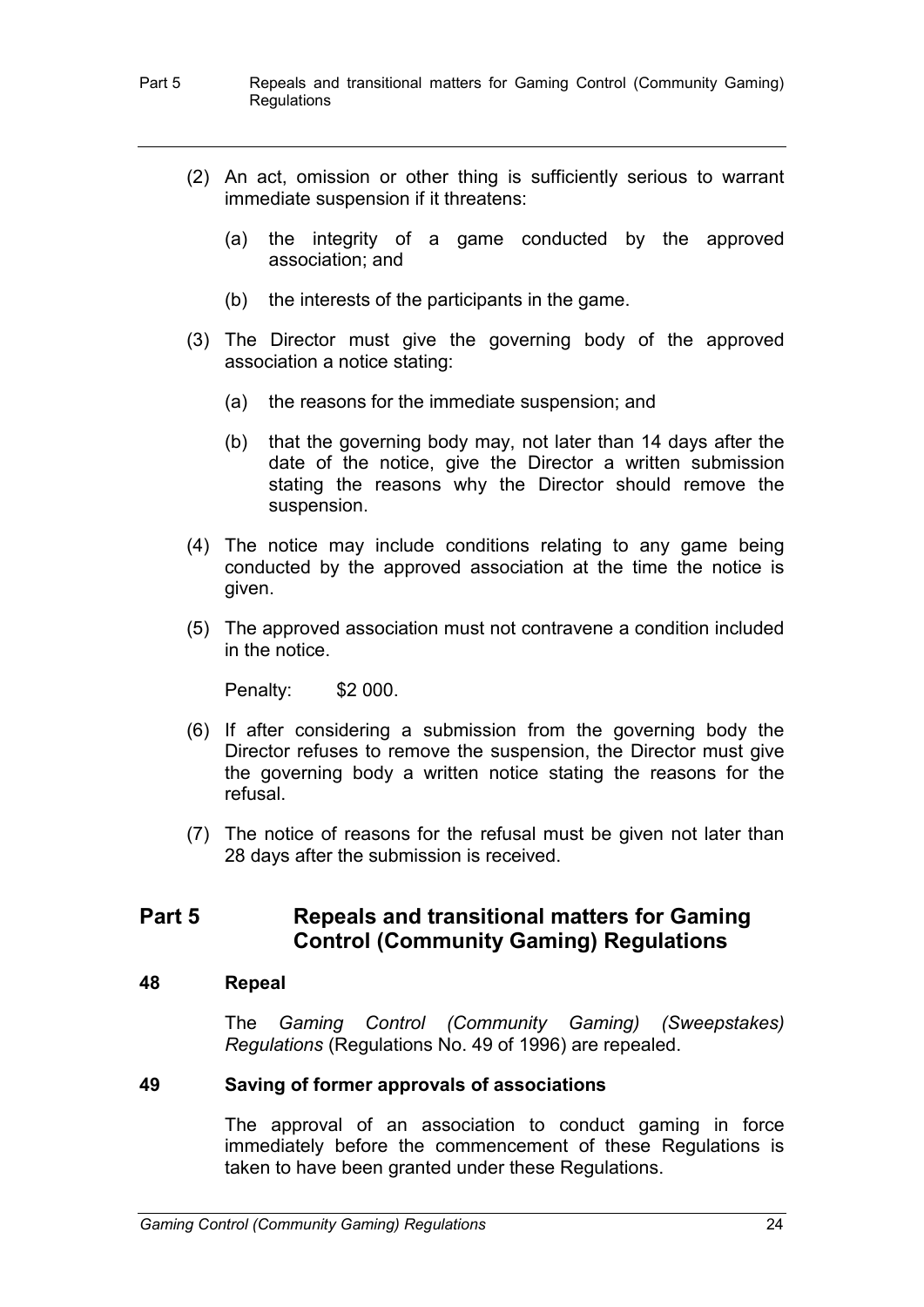(2) An act, omission or other thing is sufficiently serious to warrant immediate suspension if it threatens:

(a) the integrity of a game conducted by the approved association; and

(b) the interests of the participants in the game.

(3) The Director must give the governing body of the approved association a notice stating:

(a) the reasons for the immediate suspension; and

(b) that the governing body may, not later than 14 days after the date of the notice, give the Director a written submission stating the reasons why the Director should remove the suspension.

(4) The notice may include conditions relating to any game being conducted by the approved association at the time the notice is given.

(5) The approved association must not contravene a condition included in the notice.

Penalty: $2 000.

(6) If after considering a submission from the governing body the Director refuses to remove the suspension, the Director must give the governing body a written notice stating the reasons for the refusal.

(7) The notice of reasons for the refusal must be given not later than 28 days after the submission is received.

## Part 5 Repeals and transitional matters for Gaming Control (Community Gaming) Regulations

### 48 Repeal

The *Gaming Control (Community Gaming) (Sweepstakes) Regulations* (Regulations No. 49 of 1996) are repealed.

### 49 Saving of former approvals of associations

The approval of an association to conduct gaming in force immediately before the commencement of these Regulations is taken to have been granted under these Regulations.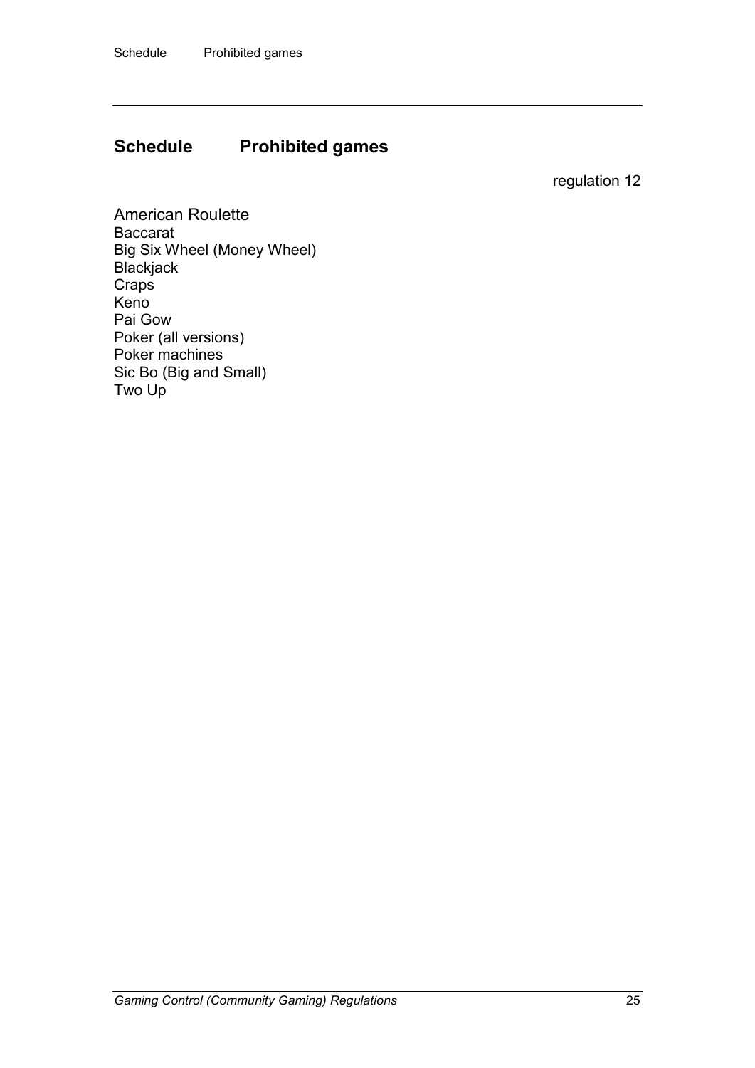## Schedule Prohibited games

regulation 12

American Roulette
Baccarat
Big Six Wheel (Money Wheel)
Blackjack
Craps
Keno
Pai Gow
Poker (all versions)
Poker machines
Sic Bo (Big and Small)
Two Up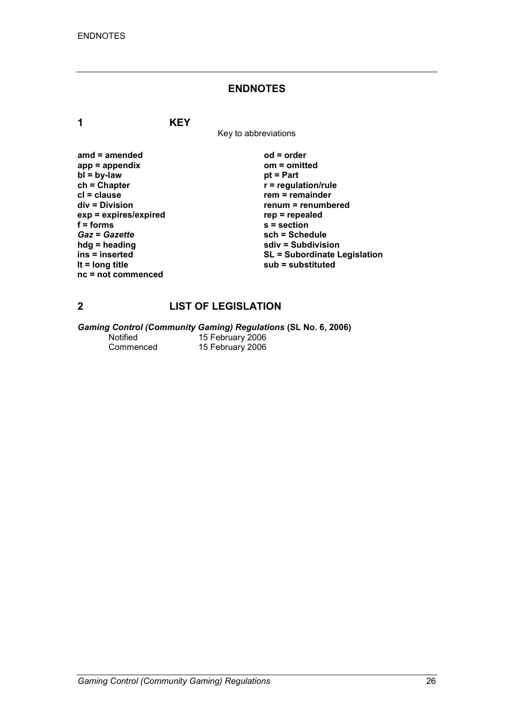## ENDNOTES

### 1 KEY

Key to abbreviations

**amd = amended**
**app = appendix**
**bl = by-law**
**ch = Chapter**
**cl = clause**
**div = Division**
**exp = expires/expired**
**f = forms**
***Gaz* = *Gazette***
**hdg = heading**
**ins = inserted**
**lt = long title**
**nc = not commenced**
**od = order**
**om = omitted**
**pt = Part**
**r = regulation/rule**
**rem = remainder**
**renum = renumbered**
**rep = repealed**
**s = section**
**sch = Schedule**
**sdiv = Subdivision**
**SL = Subordinate Legislation**
**sub = substituted**

### 2 LIST OF LEGISLATION

***Gaming Control (Community Gaming) Regulations* (SL No. 6, 2006)**

| | |
|---|---|
| Notified | 15 February 2006 |
| Commenced | 15 February 2006 |